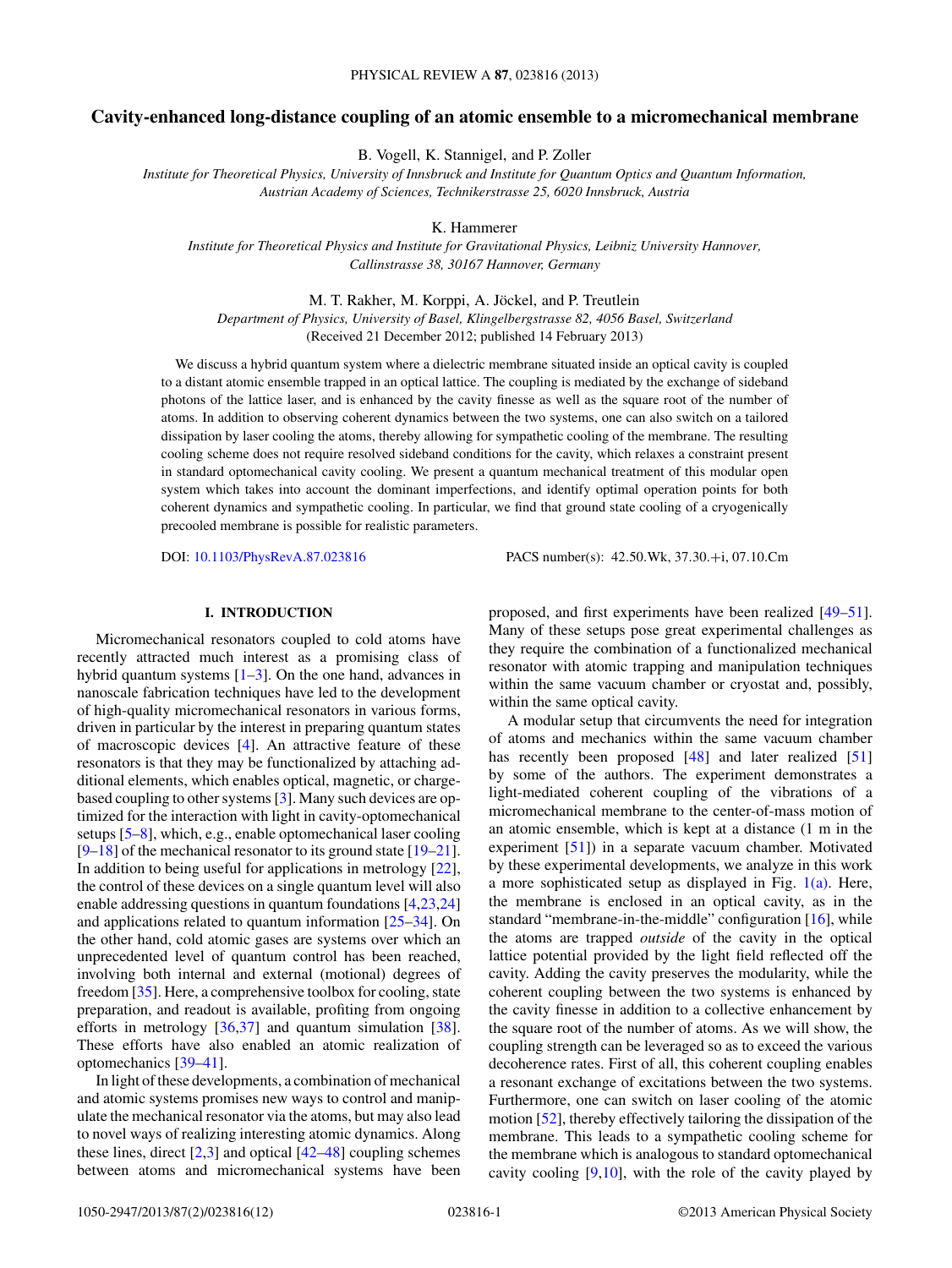# Cavity-enhanced long-distance coupling of an atomic ensemble to a micromechanical membrane

B. Vogell, K. Stannigel, and P. Zoller

*Institute for Theoretical Physics, University of Innsbruck and Institute for Quantum Optics and Quantum Information, Austrian Academy of Sciences, Technikerstrasse 25, 6020 Innsbruck, Austria*

K. Hammerer

*Institute for Theoretical Physics and Institute for Gravitational Physics, Leibniz University Hannover, Callinstrasse 38, 30167 Hannover, Germany*

M. T. Rakher, M. Korppi, A. Jöckel, and P. Treutlein

*Department of Physics, University of Basel, Klingelbergstrasse 82, 4056 Basel, Switzerland*

(Received 21 December 2012; published 14 February 2013)

We discuss a hybrid quantum system where a dielectric membrane situated inside an optical cavity is coupled to a distant atomic ensemble trapped in an optical lattice. The coupling is mediated by the exchange of sideband photons of the lattice laser, and is enhanced by the cavity finesse as well as the square root of the number of atoms. In addition to observing coherent dynamics between the two systems, one can also switch on a tailored dissipation by laser cooling the atoms, thereby allowing for sympathetic cooling of the membrane. The resulting cooling scheme does not require resolved sideband conditions for the cavity, which relaxes a constraint present in standard optomechanical cavity cooling. We present a quantum mechanical treatment of this modular open system which takes into account the dominant imperfections, and identify optimal operation points for both coherent dynamics and sympathetic cooling. In particular, we find that ground state cooling of a cryogenically precooled membrane is possible for realistic parameters.

DOI: 10.1103/PhysRevA.87.023816 PACS number(s): 42.50.Wk, 37.30.+i, 07.10.Cm

## I. INTRODUCTION

Micromechanical resonators coupled to cold atoms have recently attracted much interest as a promising class of hybrid quantum systems [1–3]. On the one hand, advances in nanoscale fabrication techniques have led to the development of high-quality micromechanical resonators in various forms, driven in particular by the interest in preparing quantum states of macroscopic devices [4]. An attractive feature of these resonators is that they may be functionalized by attaching additional elements, which enables optical, magnetic, or charge-based coupling to other systems [3]. Many such devices are optimized for the interaction with light in cavity-optomechanical setups [5–8], which, e.g., enable optomechanical laser cooling [9–18] of the mechanical resonator to its ground state [19–21]. In addition to being useful for applications in metrology [22], the control of these devices on a single quantum level will also enable addressing questions in quantum foundations [4,23,24] and applications related to quantum information [25–34]. On the other hand, cold atomic gases are systems over which an unprecedented level of quantum control has been reached, involving both internal and external (motional) degrees of freedom [35]. Here, a comprehensive toolbox for cooling, state preparation, and readout is available, profiting from ongoing efforts in metrology [36,37] and quantum simulation [38]. These efforts have also enabled an atomic realization of optomechanics [39–41].

In light of these developments, a combination of mechanical and atomic systems promises new ways to control and manipulate the mechanical resonator via the atoms, but may also lead to novel ways of realizing interesting atomic dynamics. Along these lines, direct [2,3] and optical [42–48] coupling schemes between atoms and micromechanical systems have been proposed, and first experiments have been realized [49–51]. Many of these setups pose great experimental challenges as they require the combination of a functionalized mechanical resonator with atomic trapping and manipulation techniques within the same vacuum chamber or cryostat and, possibly, within the same optical cavity.

A modular setup that circumvents the need for integration of atoms and mechanics within the same vacuum chamber has recently been proposed [48] and later realized [51] by some of the authors. The experiment demonstrates a light-mediated coherent coupling of the vibrations of a micromechanical membrane to the center-of-mass motion of an atomic ensemble, which is kept at a distance (1 m in the experiment [51]) in a separate vacuum chamber. Motivated by these experimental developments, we analyze in this work a more sophisticated setup as displayed in Fig. 1(a). Here, the membrane is enclosed in an optical cavity, as in the standard "membrane-in-the-middle" configuration [16], while the atoms are trapped *outside* of the cavity in the optical lattice potential provided by the light field reflected off the cavity. Adding the cavity preserves the modularity, while the coherent coupling between the two systems is enhanced by the cavity finesse in addition to a collective enhancement by the square root of the number of atoms. As we will show, the coupling strength can be leveraged so as to exceed the various decoherence rates. First of all, this coherent coupling enables a resonant exchange of excitations between the two systems. Furthermore, one can switch on laser cooling of the atomic motion [52], thereby effectively tailoring the dissipation of the membrane. This leads to a sympathetic cooling scheme for the membrane which is analogous to standard optomechanical cavity cooling [9,10], with the role of the cavity played by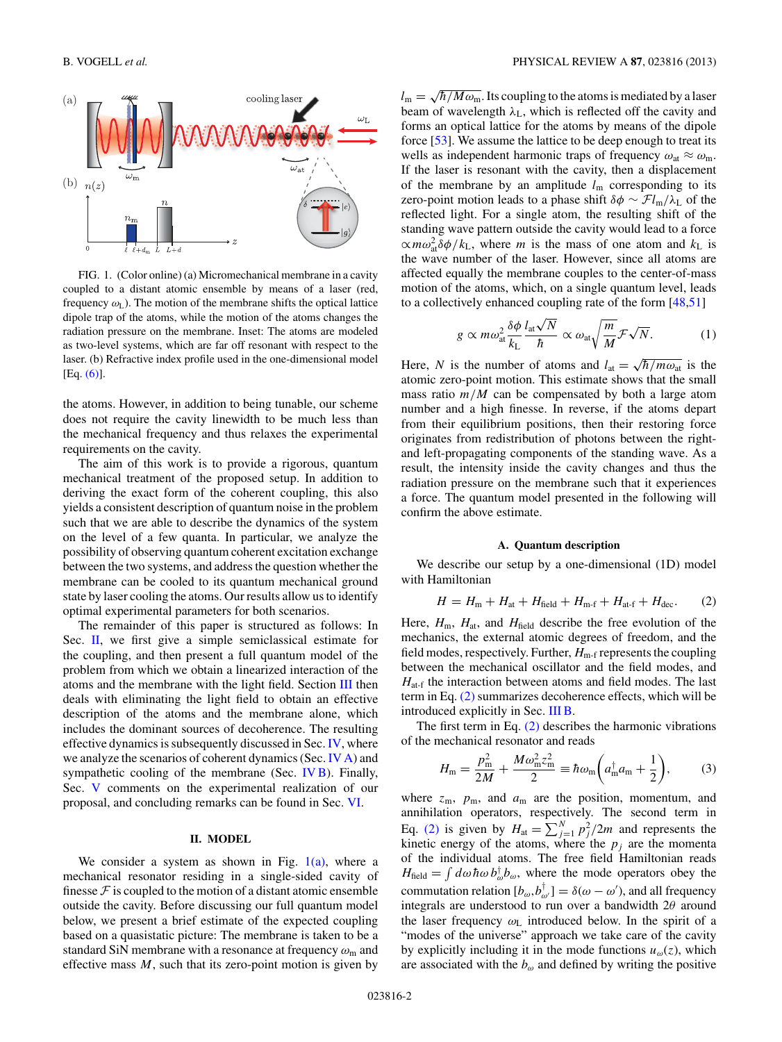FIG. 1. (Color online) (a) Micromechanical membrane in a cavity coupled to a distant atomic ensemble by means of a laser (red, frequency $\omega_L$). The motion of the membrane shifts the optical lattice dipole trap of the atoms, while the motion of the atoms changes the radiation pressure on the membrane. Inset: The atoms are modeled as two-level systems, which are far off resonant with respect to the laser. (b) Refractive index profile used in the one-dimensional model [Eq. (6)].

the atoms. However, in addition to being tunable, our scheme does not require the cavity linewidth to be much less than the mechanical frequency and thus relaxes the experimental requirements on the cavity.

The aim of this work is to provide a rigorous, quantum mechanical treatment of the proposed setup. In addition to deriving the exact form of the coherent coupling, this also yields a consistent description of quantum noise in the problem such that we are able to describe the dynamics of the system on the level of a few quanta. In particular, we analyze the possibility of observing quantum coherent excitation exchange between the two systems, and address the question whether the membrane can be cooled to its quantum mechanical ground state by laser cooling the atoms. Our results allow us to identify optimal experimental parameters for both scenarios.

The remainder of this paper is structured as follows: In Sec. II, we first give a simple semiclassical estimate for the coupling, and then present a full quantum model of the problem from which we obtain a linearized interaction of the atoms and the membrane with the light field. Section III then deals with eliminating the light field to obtain an effective description of the atoms and the membrane alone, which includes the dominant sources of decoherence. The resulting effective dynamics is subsequently discussed in Sec. IV, where we analyze the scenarios of coherent dynamics (Sec. IV A) and sympathetic cooling of the membrane (Sec. IV B). Finally, Sec. V comments on the experimental realization of our proposal, and concluding remarks can be found in Sec. VI.

## II. MODEL

We consider a system as shown in Fig. 1(a), where a mechanical resonator residing in a single-sided cavity of finesse $\mathcal{F}$ is coupled to the motion of a distant atomic ensemble outside the cavity. Before discussing our full quantum model below, we present a brief estimate of the expected coupling based on a quasistatic picture: The membrane is taken to be a standard SiN membrane with a resonance at frequency $\omega_m$ and effective mass $M$, such that its zero-point motion is given by $l_m = \sqrt{\hbar/M\omega_m}$. Its coupling to the atoms is mediated by a laser beam of wavelength $\lambda_L$, which is reflected off the cavity and forms an optical lattice for the atoms by means of the dipole force [53]. We assume the lattice to be deep enough to treat its wells as independent harmonic traps of frequency $\omega_{at} \approx \omega_m$. If the laser is resonant with the cavity, then a displacement of the membrane by an amplitude $l_m$ corresponding to its zero-point motion leads to a phase shift $\delta\phi \sim \mathcal{F} l_m/\lambda_L$ of the reflected light. For a single atom, the resulting shift of the standing wave pattern outside the cavity would lead to a force $\propto m\omega_{at}^2 \delta\phi/k_L$, where $m$ is the mass of one atom and $k_L$ is the wave number of the laser. However, since all atoms are affected equally the membrane couples to the center-of-mass motion of the atoms, which, on a single quantum level, leads to a collectively enhanced coupling rate of the form [48,51]

$$g \propto m\omega_{at}^2 \frac{\delta\phi}{k_L} \frac{l_{at}\sqrt{N}}{\hbar} \propto \omega_{at}\sqrt{\frac{m}{M}}\mathcal{F}\sqrt{N}. \tag{1}$$

Here, $N$ is the number of atoms and $l_{at} = \sqrt{\hbar/m\omega_{at}}$ is the atomic zero-point motion. This estimate shows that the small mass ratio $m/M$ can be compensated by both a large atom number and a high finesse. In reverse, if the atoms depart from their equilibrium positions, then their restoring force originates from redistribution of photons between the right- and left-propagating components of the standing wave. As a result, the intensity inside the cavity changes and thus the radiation pressure on the membrane such that it experiences a force. The quantum model presented in the following will confirm the above estimate.

### A. Quantum description

We describe our setup by a one-dimensional (1D) model with Hamiltonian

$$H = H_m + H_{at} + H_{field} + H_{m\text{-}f} + H_{at\text{-}f} + H_{dec}. \tag{2}$$

Here, $H_m$, $H_{at}$, and $H_{field}$ describe the free evolution of the mechanics, the external atomic degrees of freedom, and the field modes, respectively. Further, $H_{m\text{-}f}$ represents the coupling between the mechanical oscillator and the field modes, and $H_{at\text{-}f}$ the interaction between atoms and field modes. The last term in Eq. (2) summarizes decoherence effects, which will be introduced explicitly in Sec. III B.

The first term in Eq. (2) describes the harmonic vibrations of the mechanical resonator and reads

$$H_m = \frac{p_m^2}{2M} + \frac{M\omega_m^2 z_m^2}{2} \equiv \hbar\omega_m\left(a_m^\dagger a_m + \frac{1}{2}\right), \tag{3}$$

where $z_m$, $p_m$, and $a_m$ are the position, momentum, and annihilation operators, respectively. The second term in Eq. (2) is given by $H_{at} = \sum_{j=1}^{N} p_j^2/2m$ and represents the kinetic energy of the atoms, where the $p_j$ are the momenta of the individual atoms. The free field Hamiltonian reads $H_{field} = \int d\omega \hbar\omega\, b_\omega^\dagger b_\omega$, where the mode operators obey the commutation relation $[b_\omega, b_{\omega'}^\dagger] = \delta(\omega - \omega')$, and all frequency integrals are understood to run over a bandwidth $2\theta$ around the laser frequency $\omega_L$ introduced below. In the spirit of a "modes of the universe" approach we take care of the cavity by explicitly including it in the mode functions $u_\omega(z)$, which are associated with the $b_\omega$ and defined by writing the positive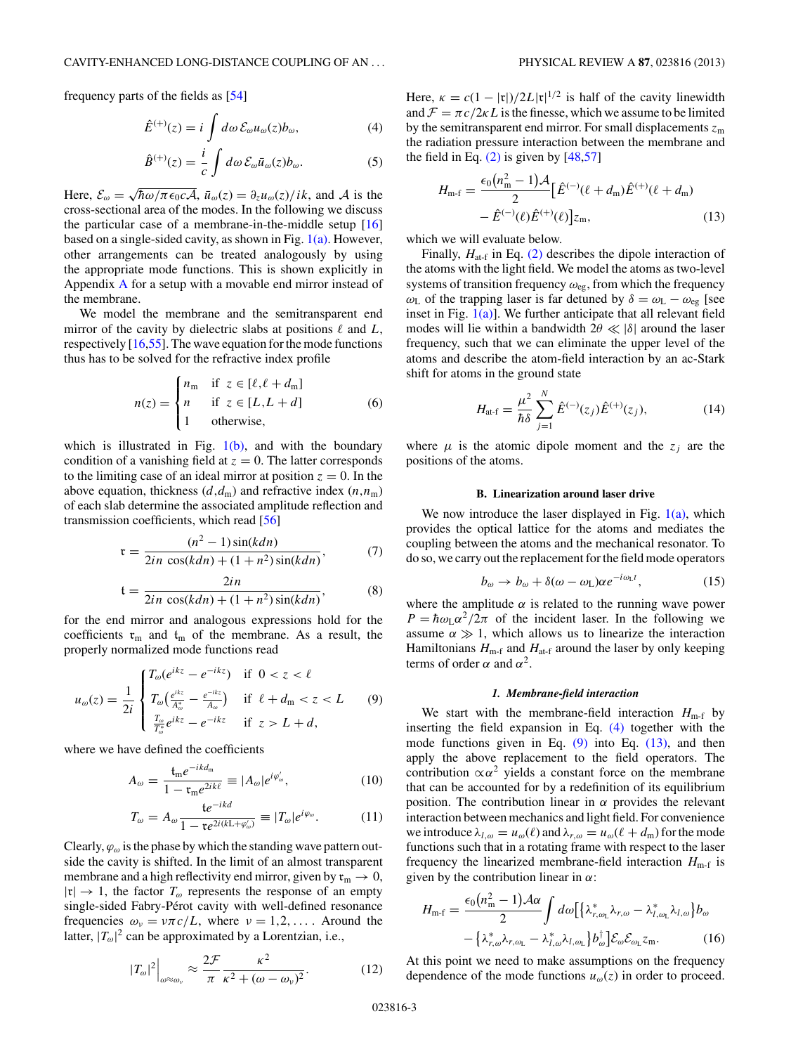frequency parts of the fields as [54]

$$\hat{E}^{(+)}(z) = i \int d\omega\, \mathcal{E}_\omega u_\omega(z) b_\omega, \tag{4}$$

$$\hat{B}^{(+)}(z) = \frac{i}{c} \int d\omega\, \mathcal{E}_\omega \bar{u}_\omega(z) b_\omega. \tag{5}$$

Here, $\mathcal{E}_\omega = \sqrt{\hbar\omega/\pi\epsilon_0 c\mathcal{A}}$, $\bar{u}_\omega(z) = \partial_z u_\omega(z)/ik$, and $\mathcal{A}$ is the cross-sectional area of the modes. In the following we discuss the particular case of a membrane-in-the-middle setup [16] based on a single-sided cavity, as shown in Fig. 1(a). However, other arrangements can be treated analogously by using the appropriate mode functions. This is shown explicitly in Appendix A for a setup with a movable end mirror instead of the membrane.

We model the membrane and the semitransparent end mirror of the cavity by dielectric slabs at positions $\ell$ and $L$, respectively [16,55]. The wave equation for the mode functions thus has to be solved for the refractive index profile

$$n(z) = \begin{cases} n_{\rm m} & \text{if } z \in [\ell, \ell + d_{\rm m}] \\ n & \text{if } z \in [L, L+d] \\ 1 & \text{otherwise,} \end{cases} \tag{6}$$

which is illustrated in Fig. 1(b), and with the boundary condition of a vanishing field at $z = 0$. The latter corresponds to the limiting case of an ideal mirror at position $z = 0$. In the above equation, thickness $(d, d_{\rm m})$ and refractive index $(n, n_{\rm m})$ of each slab determine the associated amplitude reflection and transmission coefficients, which read [56]

$$\mathfrak{r} = \frac{(n^2 - 1)\sin(kdn)}{2in\cos(kdn) + (1+n^2)\sin(kdn)}, \tag{7}$$

$$\mathfrak{t} = \frac{2in}{2in\cos(kdn) + (1+n^2)\sin(kdn)}, \tag{8}$$

for the end mirror and analogous expressions hold for the coefficients $\mathfrak{r}_{\rm m}$ and $\mathfrak{t}_{\rm m}$ of the membrane. As a result, the properly normalized mode functions read

$$u_\omega(z) = \frac{1}{2i} \begin{cases} T_\omega(e^{ikz} - e^{-ikz}) & \text{if } 0 < z < \ell \\ T_\omega\left(\frac{e^{ikz}}{A_\omega^*} - \frac{e^{-ikz}}{A_\omega}\right) & \text{if } \ell + d_{\rm m} < z < L \\ \frac{T_\omega}{T_\omega^*} e^{ikz} - e^{-ikz} & \text{if } z > L + d, \end{cases} \tag{9}$$

where we have defined the coefficients

$$A_\omega = \frac{\mathfrak{t}_{\rm m} e^{-ikd_{\rm m}}}{1 - \mathfrak{r}_{\rm m} e^{2ik\ell}} \equiv |A_\omega| e^{i\varphi'_\omega}, \tag{10}$$

$$T_\omega = A_\omega \frac{\mathfrak{t} e^{-ikd}}{1 - \mathfrak{r} e^{2i(kL + \varphi'_\omega)}} \equiv |T_\omega| e^{i\varphi_\omega}. \tag{11}$$

Clearly, $\varphi_\omega$ is the phase by which the standing wave pattern outside the cavity is shifted. In the limit of an almost transparent membrane and a high reflectivity end mirror, given by $\mathfrak{r}_{\rm m} \to 0$, $|\mathfrak{r}| \to 1$, the factor $T_\omega$ represents the response of an empty single-sided Fabry-Pérot cavity with well-defined resonance frequencies $\omega_\nu = \nu\pi c/L$, where $\nu = 1, 2, \ldots$. Around the latter, $|T_\omega|^2$ can be approximated by a Lorentzian, i.e.,

$$|T_\omega|^2 \Big|_{\omega \approx \omega_\nu} \approx \frac{2\mathcal{F}}{\pi} \frac{\kappa^2}{\kappa^2 + (\omega - \omega_\nu)^2}. \tag{12}$$

Here, $\kappa = c(1 - |\mathfrak{r}|)/2L|\mathfrak{r}|^{1/2}$ is half of the cavity linewidth and $\mathcal{F} = \pi c/2\kappa L$ is the finesse, which we assume to be limited by the semitransparent end mirror. For small displacements $z_{\rm m}$ the radiation pressure interaction between the membrane and the field in Eq. (2) is given by [48,57]

$$H_{\text{m-f}} = \frac{\epsilon_0 (n_{\rm m}^2 - 1)\mathcal{A}}{2} \left[\hat{E}^{(-)}(\ell + d_{\rm m})\hat{E}^{(+)}(\ell + d_{\rm m}) - \hat{E}^{(-)}(\ell)\hat{E}^{(+)}(\ell)\right] z_{\rm m}, \tag{13}$$

which we will evaluate below.

Finally, $H_{\text{at-f}}$ in Eq. (2) describes the dipole interaction of the atoms with the light field. We model the atoms as two-level systems of transition frequency $\omega_{\rm eg}$, from which the frequency $\omega_{\rm L}$ of the trapping laser is far detuned by $\delta = \omega_{\rm L} - \omega_{\rm eg}$ [see inset in Fig. 1(a)]. We further anticipate that all relevant field modes will lie within a bandwidth $2\theta \ll |\delta|$ around the laser frequency, such that we can eliminate the upper level of the atoms and describe the atom-field interaction by an ac-Stark shift for atoms in the ground state

$$H_{\text{at-f}} = \frac{\mu^2}{\hbar\delta} \sum_{j=1}^{N} \hat{E}^{(-)}(z_j)\hat{E}^{(+)}(z_j), \tag{14}$$

where $\mu$ is the atomic dipole moment and the $z_j$ are the positions of the atoms.

### B. Linearization around laser drive

We now introduce the laser displayed in Fig. 1(a), which provides the optical lattice for the atoms and mediates the coupling between the atoms and the mechanical resonator. To do so, we carry out the replacement for the field mode operators

$$b_\omega \to b_\omega + \delta(\omega - \omega_{\rm L})\alpha e^{-i\omega_{\rm L} t}, \tag{15}$$

where the amplitude $\alpha$ is related to the running wave power $P = \hbar\omega_{\rm L}\alpha^2/2\pi$ of the incident laser. In the following we assume $\alpha \gg 1$, which allows us to linearize the interaction Hamiltonians $H_{\text{m-f}}$ and $H_{\text{at-f}}$ around the laser by only keeping terms of order $\alpha$ and $\alpha^2$.

#### *1. Membrane-field interaction*

We start with the membrane-field interaction $H_{\text{m-f}}$ by inserting the field expansion in Eq. (4) together with the mode functions given in Eq. (9) into Eq. (13), and then apply the above replacement to the field operators. The contribution $\propto \alpha^2$ yields a constant force on the membrane that can be accounted for by a redefinition of its equilibrium position. The contribution linear in $\alpha$ provides the relevant interaction between mechanics and light field. For convenience we introduce $\lambda_{l,\omega} = u_\omega(\ell)$ and $\lambda_{r,\omega} = u_\omega(\ell + d_{\rm m})$ for the mode functions such that in a rotating frame with respect to the laser frequency the linearized membrane-field interaction $H_{\text{m-f}}$ is given by the contribution linear in $\alpha$:

$$H_{\text{m-f}} = \frac{\epsilon_0(n_{\rm m}^2 - 1)\mathcal{A}\alpha}{2} \int d\omega \left[\left\{\lambda^*_{r,\omega_{\rm L}}\lambda_{r,\omega} - \lambda^*_{l,\omega_{\rm L}}\lambda_{l,\omega}\right\} b_\omega - \left\{\lambda^*_{r,\omega}\lambda_{r,\omega_{\rm L}} - \lambda^*_{l,\omega}\lambda_{l,\omega_{\rm L}}\right\} b^\dagger_\omega\right] \mathcal{E}_\omega \mathcal{E}_{\omega_{\rm L}} z_{\rm m}. \tag{16}$$

At this point we need to make assumptions on the frequency dependence of the mode functions $u_\omega(z)$ in order to proceed.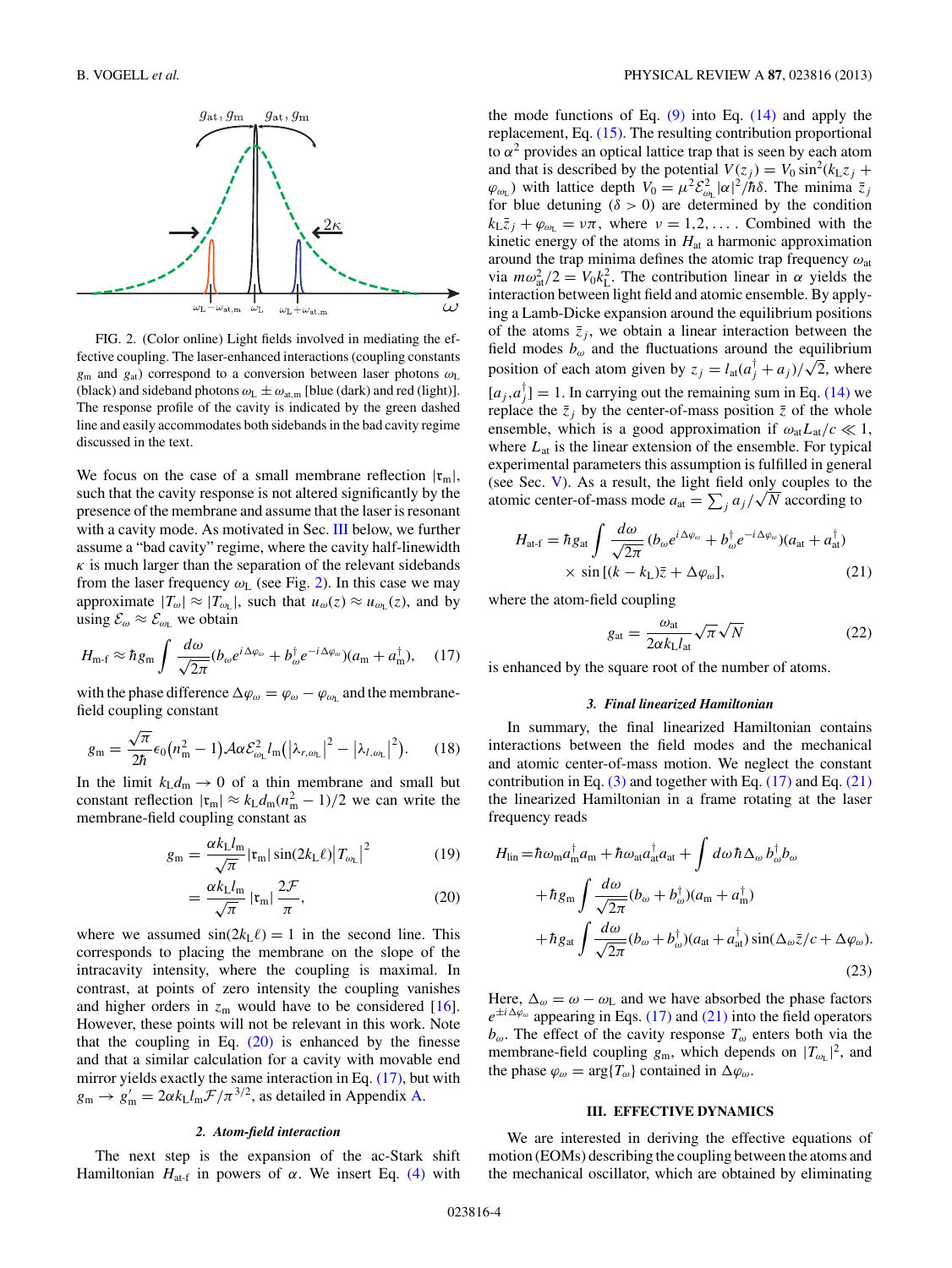FIG. 2. (Color online) Light fields involved in mediating the effective coupling. The laser-enhanced interactions (coupling constants $g_m$ and $g_{at}$) correspond to a conversion between laser photons $\omega_L$ (black) and sideband photons $\omega_L \pm \omega_{at,m}$ [blue (dark) and red (light)]. The response profile of the cavity is indicated by the green dashed line and easily accommodates both sidebands in the bad cavity regime discussed in the text.

We focus on the case of a small membrane reflection $|\mathfrak{r}_m|$, such that the cavity response is not altered significantly by the presence of the membrane and assume that the laser is resonant with a cavity mode. As motivated in Sec. III below, we further assume a "bad cavity" regime, where the cavity half-linewidth $\kappa$ is much larger than the separation of the relevant sidebands from the laser frequency $\omega_L$ (see Fig. 2). In this case we may approximate $|T_\omega| \approx |T_{\omega_L}|$, such that $u_\omega(z) \approx u_{\omega_L}(z)$, and by using $\mathcal{E}_\omega \approx \mathcal{E}_{\omega_L}$ we obtain

$$H_{\text{m-f}} \approx \hbar g_m \int \frac{d\omega}{\sqrt{2\pi}} (b_\omega e^{i\Delta\varphi_\omega} + b_\omega^\dagger e^{-i\Delta\varphi_\omega})(a_m + a_m^\dagger), \quad (17)$$

with the phase difference $\Delta\varphi_\omega = \varphi_\omega - \varphi_{\omega_L}$ and the membrane-field coupling constant

$$g_m = \frac{\sqrt{\pi}}{2\hbar}\epsilon_0 (n_m^2 - 1)\mathcal{A}\alpha\mathcal{E}_{\omega_L}^2 l_m \left(|\lambda_{r,\omega_L}|^2 - |\lambda_{l,\omega_L}|^2\right). \quad (18)$$

In the limit $k_L d_m \to 0$ of a thin membrane and small but constant reflection $|\mathfrak{r}_m| \approx k_L d_m (n_m^2 - 1)/2$ we can write the membrane-field coupling constant as

$$g_m = \frac{\alpha k_L l_m}{\sqrt{\pi}} |\mathfrak{r}_m| \sin(2k_L\ell) \left|T_{\omega_L}\right|^2 \quad (19)$$

$$= \frac{\alpha k_L l_m}{\sqrt{\pi}} |\mathfrak{r}_m| \frac{2\mathcal{F}}{\pi}, \quad (20)$$

where we assumed $\sin(2k_L\ell) = 1$ in the second line. This corresponds to placing the membrane on the slope of the intracavity intensity, where the coupling is maximal. In contrast, at points of zero intensity the coupling vanishes and higher orders in $z_m$ would have to be considered [16]. However, these points will not be relevant in this work. Note that the coupling in Eq. (20) is enhanced by the finesse and that a similar calculation for a cavity with movable end mirror yields exactly the same interaction in Eq. (17), but with $g_m \to g_m' = 2\alpha k_L l_m \mathcal{F}/\pi^{3/2}$, as detailed in Appendix A.

#### 2. Atom-field interaction

The next step is the expansion of the ac-Stark shift Hamiltonian $H_{\text{at-f}}$ in powers of $\alpha$. We insert Eq. (4) with the mode functions of Eq. (9) into Eq. (14) and apply the replacement, Eq. (15). The resulting contribution proportional to $\alpha^2$ provides an optical lattice trap that is seen by each atom and that is described by the potential $V(z_j) = V_0 \sin^2(k_L z_j + \varphi_{\omega_L})$ with lattice depth $V_0 = \mu^2\mathcal{E}_{\omega_L}^2|\alpha|^2/\hbar\delta$. The minima $\bar{z}_j$ for blue detuning ($\delta > 0$) are determined by the condition $k_L\bar{z}_j + \varphi_{\omega_L} = \nu\pi$, where $\nu = 1,2,\ldots$. Combined with the kinetic energy of the atoms in $H_{at}$ a harmonic approximation around the trap minima defines the atomic trap frequency $\omega_{at}$ via $m\omega_{at}^2/2 = V_0 k_L^2$. The contribution linear in $\alpha$ yields the interaction between light field and atomic ensemble. By applying a Lamb-Dicke expansion around the equilibrium positions of the atoms $\bar{z}_j$, we obtain a linear interaction between the field modes $b_\omega$ and the fluctuations around the equilibrium position of each atom given by $z_j = l_{at}(a_j^\dagger + a_j)/\sqrt{2}$, where $[a_j, a_j^\dagger] = 1$. In carrying out the remaining sum in Eq. (14) we replace the $\bar{z}_j$ by the center-of-mass position $\bar{z}$ of the whole ensemble, which is a good approximation if $\omega_{at}L_{at}/c \ll 1$, where $L_{at}$ is the linear extension of the ensemble. For typical experimental parameters this assumption is fulfilled in general (see Sec. V). As a result, the light field only couples to the atomic center-of-mass mode $a_{at} = \sum_j a_j/\sqrt{N}$ according to

$$H_{\text{at-f}} = \hbar g_{at} \int \frac{d\omega}{\sqrt{2\pi}} (b_\omega e^{i\Delta\varphi_\omega} + b_\omega^\dagger e^{-i\Delta\varphi_\omega})(a_{at} + a_{at}^\dagger)$$
$$\times \sin[(k - k_L)\bar{z} + \Delta\varphi_\omega], \quad (21)$$

where the atom-field coupling

$$g_{at} = \frac{\omega_{at}}{2\alpha k_L l_{at}} \sqrt{\pi}\sqrt{N} \quad (22)$$

is enhanced by the square root of the number of atoms.

#### 3. Final linearized Hamiltonian

In summary, the final linearized Hamiltonian contains interactions between the field modes and the mechanical and atomic center-of-mass motion. We neglect the constant contribution in Eq. (3) and together with Eq. (17) and Eq. (21) the linearized Hamiltonian in a frame rotating at the laser frequency reads

$$H_{\text{lin}} = \hbar\omega_m a_m^\dagger a_m + \hbar\omega_{at} a_{at}^\dagger a_{at} + \int d\omega\, \hbar\Delta_\omega b_\omega^\dagger b_\omega$$
$$+ \hbar g_m \int \frac{d\omega}{\sqrt{2\pi}} (b_\omega + b_\omega^\dagger)(a_m + a_m^\dagger)$$
$$+ \hbar g_{at} \int \frac{d\omega}{\sqrt{2\pi}} (b_\omega + b_\omega^\dagger)(a_{at} + a_{at}^\dagger) \sin(\Delta_\omega \bar{z}/c + \Delta\varphi_\omega). \quad (23)$$

Here, $\Delta_\omega = \omega - \omega_L$ and we have absorbed the phase factors $e^{\pm i\Delta\varphi_\omega}$ appearing in Eqs. (17) and (21) into the field operators $b_\omega$. The effect of the cavity response $T_\omega$ enters both via the membrane-field coupling $g_m$, which depends on $|T_{\omega_L}|^2$, and the phase $\varphi_\omega = \arg\{T_\omega\}$ contained in $\Delta\varphi_\omega$.

## III. EFFECTIVE DYNAMICS

We are interested in deriving the effective equations of motion (EOMs) describing the coupling between the atoms and the mechanical oscillator, which are obtained by eliminating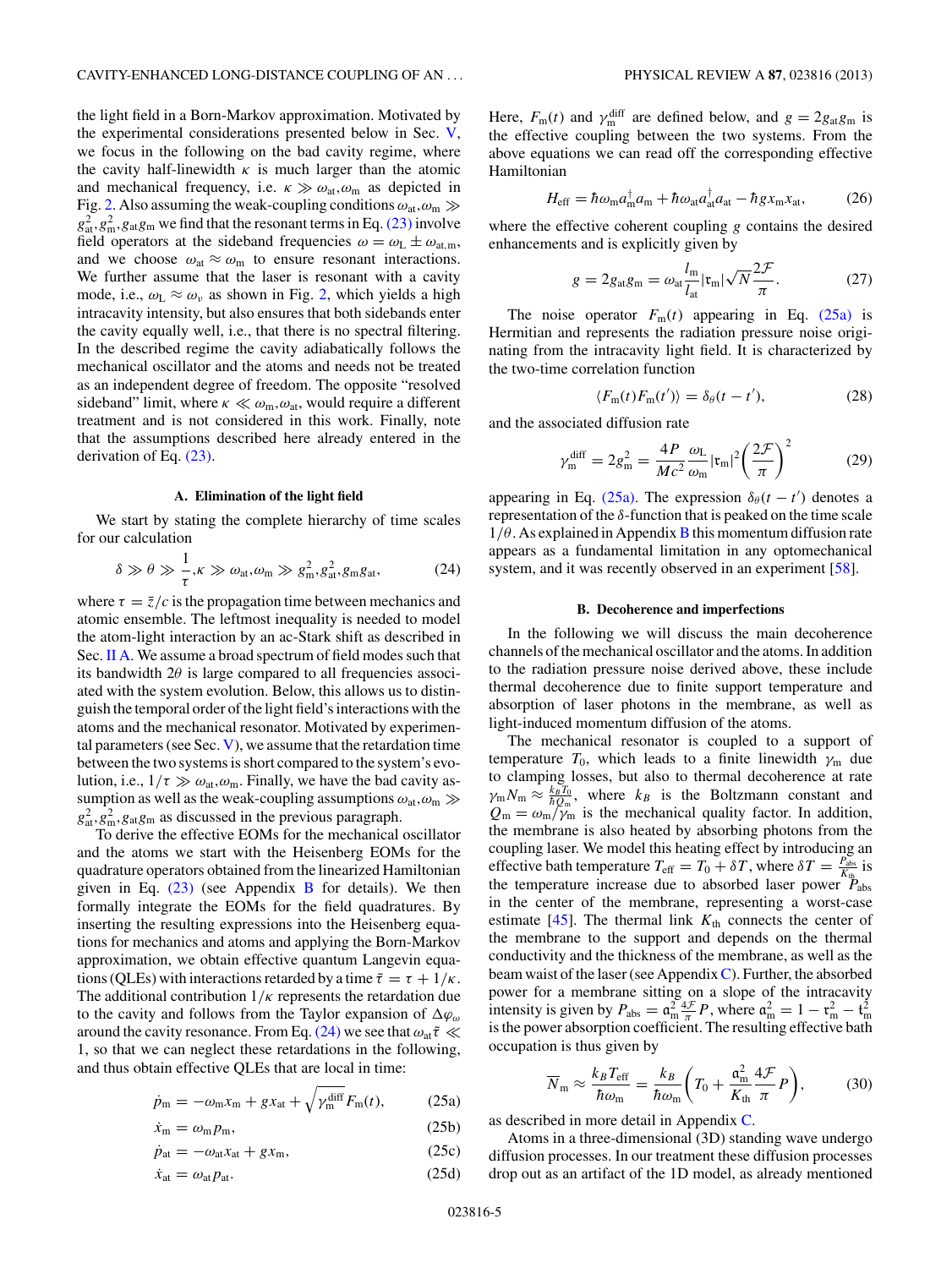the light field in a Born-Markov approximation. Motivated by the experimental considerations presented below in Sec. V, we focus in the following on the bad cavity regime, where the cavity half-linewidth $\kappa$ is much larger than the atomic and mechanical frequency, i.e. $\kappa \gg \omega_{\rm at},\omega_{\rm m}$ as depicted in Fig. 2. Also assuming the weak-coupling conditions $\omega_{\rm at},\omega_{\rm m} \gg g_{\rm at}^2, g_{\rm m}^2, g_{\rm at}g_{\rm m}$ we find that the resonant terms in Eq. (23) involve field operators at the sideband frequencies $\omega = \omega_{\rm L} \pm \omega_{\rm at,m}$, and we choose $\omega_{\rm at} \approx \omega_{\rm m}$ to ensure resonant interactions. We further assume that the laser is resonant with a cavity mode, i.e., $\omega_{\rm L} \approx \omega_\nu$ as shown in Fig. 2, which yields a high intracavity intensity, but also ensures that both sidebands enter the cavity equally well, i.e., that there is no spectral filtering. In the described regime the cavity adiabatically follows the mechanical oscillator and the atoms and needs not be treated as an independent degree of freedom. The opposite "resolved sideband" limit, where $\kappa \ll \omega_{\rm m},\omega_{\rm at}$, would require a different treatment and is not considered in this work. Finally, note that the assumptions described here already entered in the derivation of Eq. (23).

### A. Elimination of the light field

We start by stating the complete hierarchy of time scales for our calculation

$$\delta \gg \theta \gg \frac{1}{\tau},\kappa \gg \omega_{\rm at},\omega_{\rm m} \gg g_{\rm m}^2, g_{\rm at}^2, g_{\rm m}g_{\rm at}, \tag{24}$$

where $\tau = \bar{z}/c$ is the propagation time between mechanics and atomic ensemble. The leftmost inequality is needed to model the atom-light interaction by an ac-Stark shift as described in Sec. II A. We assume a broad spectrum of field modes such that its bandwidth $2\theta$ is large compared to all frequencies associated with the system evolution. Below, this allows us to distinguish the temporal order of the light field's interactions with the atoms and the mechanical resonator. Motivated by experimental parameters (see Sec. V), we assume that the retardation time between the two systems is short compared to the system's evolution, i.e., $1/\tau \gg \omega_{\rm at},\omega_{\rm m}$. Finally, we have the bad cavity assumption as well as the weak-coupling assumptions $\omega_{\rm at},\omega_{\rm m} \gg g_{\rm at}^2, g_{\rm m}^2, g_{\rm at}g_{\rm m}$ as discussed in the previous paragraph.

To derive the effective EOMs for the mechanical oscillator and the atoms we start with the Heisenberg EOMs for the quadrature operators obtained from the linearized Hamiltonian given in Eq. (23) (see Appendix B for details). We then formally integrate the EOMs for the field quadratures. By inserting the resulting expressions into the Heisenberg equations for mechanics and atoms and applying the Born-Markov approximation, we obtain effective quantum Langevin equations (QLEs) with interactions retarded by a time $\tilde{\tau} = \tau + 1/\kappa$. The additional contribution $1/\kappa$ represents the retardation due to the cavity and follows from the Taylor expansion of $\Delta\varphi_\omega$ around the cavity resonance. From Eq. (24) we see that $\omega_{\rm at}\tilde{\tau} \ll 1$, so that we can neglect these retardations in the following, and thus obtain effective QLEs that are local in time:

$$\dot{p}_{\rm m} = -\omega_{\rm m}x_{\rm m} + g x_{\rm at} + \sqrt{\gamma_{\rm m}^{\rm diff}}\,F_{\rm m}(t), \tag{25a}$$

$$\dot{x}_{\rm m} = \omega_{\rm m}p_{\rm m}, \tag{25b}$$

$$\dot{p}_{\rm at} = -\omega_{\rm at}x_{\rm at} + g x_{\rm m}, \tag{25c}$$

$$\dot{x}_{\rm at} = \omega_{\rm at}p_{\rm at}. \tag{25d}$$

Here, $F_{\rm m}(t)$ and $\gamma_{\rm m}^{\rm diff}$ are defined below, and $g = 2g_{\rm at}g_{\rm m}$ is the effective coupling between the two systems. From the above equations we can read off the corresponding effective Hamiltonian

$$H_{\rm eff} = \hbar\omega_{\rm m}a_{\rm m}^\dagger a_{\rm m} + \hbar\omega_{\rm at}a_{\rm at}^\dagger a_{\rm at} - \hbar g x_{\rm m}x_{\rm at}, \tag{26}$$

where the effective coherent coupling $g$ contains the desired enhancements and is explicitly given by

$$g = 2g_{\rm at}g_{\rm m} = \omega_{\rm at}\frac{l_{\rm m}}{l_{\rm at}}|\mathfrak{r}_{\rm m}|\sqrt{N}\frac{2\mathcal{F}}{\pi}. \tag{27}$$

The noise operator $F_{\rm m}(t)$ appearing in Eq. (25a) is Hermitian and represents the radiation pressure noise originating from the intracavity light field. It is characterized by the two-time correlation function

$$\langle F_{\rm m}(t)F_{\rm m}(t')\rangle = \delta_\theta(t-t'), \tag{28}$$

and the associated diffusion rate

$$\gamma_{\rm m}^{\rm diff} = 2g_{\rm m}^2 = \frac{4P}{Mc^2}\frac{\omega_{\rm L}}{\omega_{\rm m}}|\mathfrak{r}_{\rm m}|^2\left(\frac{2\mathcal{F}}{\pi}\right)^2 \tag{29}$$

appearing in Eq. (25a). The expression $\delta_\theta(t-t')$ denotes a representation of the $\delta$-function that is peaked on the time scale $1/\theta$. As explained in Appendix B this momentum diffusion rate appears as a fundamental limitation in any optomechanical system, and it was recently observed in an experiment [58].

### B. Decoherence and imperfections

In the following we will discuss the main decoherence channels of the mechanical oscillator and the atoms. In addition to the radiation pressure noise derived above, these include thermal decoherence due to finite support temperature and absorption of laser photons in the membrane, as well as light-induced momentum diffusion of the atoms.

The mechanical resonator is coupled to a support of temperature $T_0$, which leads to a finite linewidth $\gamma_{\rm m}$ due to clamping losses, but also to thermal decoherence at rate $\gamma_{\rm m}N_{\rm m} \approx \frac{k_BT_0}{\hbar Q_{\rm m}}$, where $k_B$ is the Boltzmann constant and $Q_{\rm m} = \omega_{\rm m}/\gamma_{\rm m}$ is the mechanical quality factor. In addition, the membrane is also heated by absorbing photons from the coupling laser. We model this heating effect by introducing an effective bath temperature $T_{\rm eff} = T_0 + \delta T$, where $\delta T = \frac{P_{\rm abs}}{K_{\rm th}}$ is the temperature increase due to absorbed laser power $P_{\rm abs}$ in the center of the membrane, representing a worst-case estimate [45]. The thermal link $K_{\rm th}$ connects the center of the membrane to the support and depends on the thermal conductivity and the thickness of the membrane, as well as the beam waist of the laser (see Appendix C). Further, the absorbed power for a membrane sitting on a slope of the intracavity intensity is given by $P_{\rm abs} = \mathfrak{a}_{\rm m}^2\frac{4\mathcal{F}}{\pi}P$, where $\mathfrak{a}_{\rm m}^2 = 1 - \mathfrak{r}_{\rm m}^2 - \mathfrak{t}_{\rm m}^2$ is the power absorption coefficient. The resulting effective bath occupation is thus given by

$$\overline{N}_{\rm m} \approx \frac{k_BT_{\rm eff}}{\hbar\omega_{\rm m}} = \frac{k_B}{\hbar\omega_{\rm m}}\left(T_0 + \frac{\mathfrak{a}_{\rm m}^2}{K_{\rm th}}\frac{4\mathcal{F}}{\pi}P\right), \tag{30}$$

as described in more detail in Appendix C.

Atoms in a three-dimensional (3D) standing wave undergo diffusion processes. In our treatment these diffusion processes drop out as an artifact of the 1D model, as already mentioned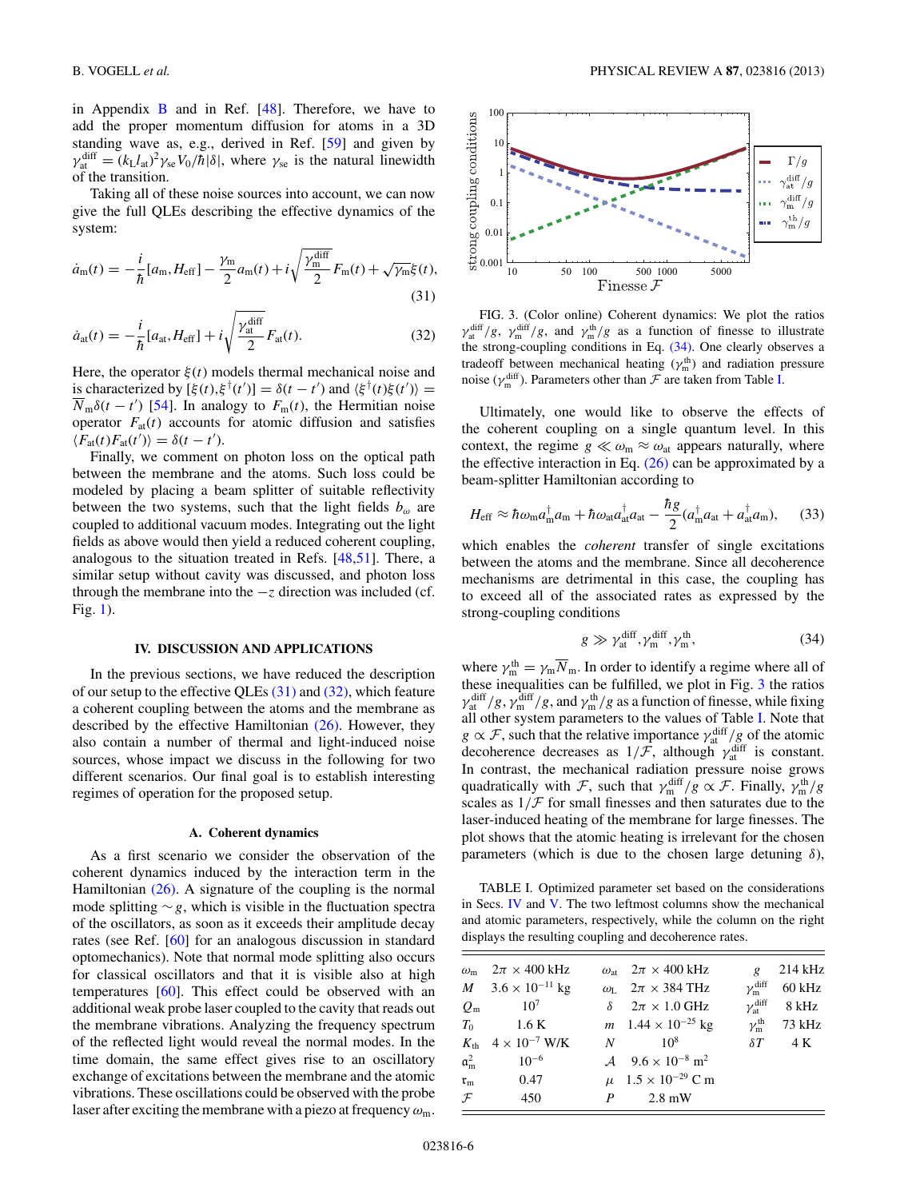in Appendix B and in Ref. [48]. Therefore, we have to add the proper momentum diffusion for atoms in a 3D standing wave as, e.g., derived in Ref. [59] and given by $\gamma_{\rm at}^{\rm diff} = (k_{\rm L} l_{\rm at})^2 \gamma_{\rm se} V_0/\hbar|\delta|$, where $\gamma_{\rm se}$ is the natural linewidth of the transition.

Taking all of these noise sources into account, we can now give the full QLEs describing the effective dynamics of the system:

$$\dot{a}_{\rm m}(t) = -\frac{i}{\hbar}[a_{\rm m}, H_{\rm eff}] - \frac{\gamma_{\rm m}}{2} a_{\rm m}(t) + i\sqrt{\frac{\gamma_{\rm m}^{\rm diff}}{2}} F_{\rm m}(t) + \sqrt{\gamma_{\rm m}} \xi(t), \tag{31}$$

$$\dot{a}_{\rm at}(t) = -\frac{i}{\hbar}[a_{\rm at}, H_{\rm eff}] + i\sqrt{\frac{\gamma_{\rm at}^{\rm diff}}{2}} F_{\rm at}(t). \tag{32}$$

Here, the operator $\xi(t)$ models thermal mechanical noise and is characterized by $[\xi(t), \xi^\dagger(t')] = \delta(t-t')$ and $\langle \xi^\dagger(t)\xi(t')\rangle = \overline{N}_{\rm m}\delta(t-t')$ [54]. In analogy to $F_{\rm m}(t)$, the Hermitian noise operator $F_{\rm at}(t)$ accounts for atomic diffusion and satisfies $\langle F_{\rm at}(t) F_{\rm at}(t')\rangle = \delta(t-t')$.

Finally, we comment on photon loss on the optical path between the membrane and the atoms. Such loss could be modeled by placing a beam splitter of suitable reflectivity between the two systems, such that the light fields $b_\omega$ are coupled to additional vacuum modes. Integrating out the light fields as above would then yield a reduced coherent coupling, analogous to the situation treated in Refs. [48,51]. There, a similar setup without cavity was discussed, and photon loss through the membrane into the $-z$ direction was included (cf. Fig. 1).

## IV. DISCUSSION AND APPLICATIONS

In the previous sections, we have reduced the description of our setup to the effective QLEs (31) and (32), which feature a coherent coupling between the atoms and the membrane as described by the effective Hamiltonian (26). However, they also contain a number of thermal and light-induced noise sources, whose impact we discuss in the following for two different scenarios. Our final goal is to establish interesting regimes of operation for the proposed setup.

### A. Coherent dynamics

As a first scenario we consider the observation of the coherent dynamics induced by the interaction term in the Hamiltonian (26). A signature of the coupling is the normal mode splitting $\sim g$, which is visible in the fluctuation spectra of the oscillators, as soon as it exceeds their amplitude decay rates (see Ref. [60] for an analogous discussion in standard optomechanics). Note that normal mode splitting also occurs for classical oscillators and that it is visible also at high temperatures [60]. This effect could be observed with an additional weak probe laser coupled to the cavity that reads out the membrane vibrations. Analyzing the frequency spectrum of the reflected light would reveal the normal modes. In the time domain, the same effect gives rise to an oscillatory exchange of excitations between the membrane and the atomic vibrations. These oscillations could be observed with the probe laser after exciting the membrane with a piezo at frequency $\omega_{\rm m}$.

FIG. 3. (Color online) Coherent dynamics: We plot the ratios $\gamma_{\rm at}^{\rm diff}/g$, $\gamma_{\rm m}^{\rm diff}/g$, and $\gamma_{\rm m}^{\rm th}/g$ as a function of finesse to illustrate the strong-coupling conditions in Eq. (34). One clearly observes a tradeoff between mechanical heating ($\gamma_{\rm m}^{\rm th}$) and radiation pressure noise ($\gamma_{\rm m}^{\rm diff}$). Parameters other than $\mathcal{F}$ are taken from Table I.

Ultimately, one would like to observe the effects of the coherent coupling on a single quantum level. In this context, the regime $g \ll \omega_{\rm m} \approx \omega_{\rm at}$ appears naturally, where the effective interaction in Eq. (26) can be approximated by a beam-splitter Hamiltonian according to

$$H_{\rm eff} \approx \hbar\omega_{\rm m} a_{\rm m}^\dagger a_{\rm m} + \hbar\omega_{\rm at} a_{\rm at}^\dagger a_{\rm at} - \frac{\hbar g}{2}(a_{\rm m}^\dagger a_{\rm at} + a_{\rm at}^\dagger a_{\rm m}), \tag{33}$$

which enables the *coherent* transfer of single excitations between the membrane and the atoms. Since all decoherence mechanisms are detrimental in this case, the coupling has to exceed all of the associated rates as expressed by the strong-coupling conditions

$$g \gg \gamma_{\rm at}^{\rm diff}, \gamma_{\rm m}^{\rm diff}, \gamma_{\rm m}^{\rm th}, \tag{34}$$

where $\gamma_{\rm m}^{\rm th} = \gamma_{\rm m}\overline{N}_{\rm m}$. In order to identify a regime where all of these inequalities can be fulfilled, we plot in Fig. 3 the ratios $\gamma_{\rm at}^{\rm diff}/g$, $\gamma_{\rm m}^{\rm diff}/g$, and $\gamma_{\rm m}^{\rm th}/g$ as a function of finesse, while fixing all other system parameters to the values of Table I. Note that $g \propto \mathcal{F}$, such that the relative importance $\gamma_{\rm at}^{\rm diff}/g$ of the atomic decoherence decreases as $1/\mathcal{F}$, although $\gamma_{\rm at}^{\rm diff}$ is constant. In contrast, the mechanical radiation pressure noise grows quadratically with $\mathcal{F}$, such that $\gamma_{\rm m}^{\rm diff}/g \propto \mathcal{F}$. Finally, $\gamma_{\rm m}^{\rm th}/g$ scales as $1/\mathcal{F}$ for small finesses and then saturates due to the laser-induced heating of the membrane for large finesses. The plot shows that the atomic heating is irrelevant for the chosen parameters (which is due to the chosen large detuning $\delta$),

TABLE I. Optimized parameter set based on the considerations in Secs. IV and V. The two leftmost columns show the mechanical and atomic parameters, respectively, while the column on the right displays the resulting coupling and decoherence rates.

| | | | | | |
|---|---|---|---|---|---|
| $\omega_{\rm m}$ | $2\pi \times 400$ kHz | $\omega_{\rm at}$ | $2\pi \times 400$ kHz | $g$ | 214 kHz |
| $M$ | $3.6 \times 10^{-11}$ kg | $\omega_{\rm L}$ | $2\pi \times 384$ THz | $\gamma_{\rm m}^{\rm diff}$ | 60 kHz |
| $Q_{\rm m}$ | $10^7$ | $\delta$ | $2\pi \times 1.0$ GHz | $\gamma_{\rm at}^{\rm diff}$ | 8 kHz |
| $T_0$ | 1.6 K | $m$ | $1.44 \times 10^{-25}$ kg | $\gamma_{\rm m}^{\rm th}$ | 73 kHz |
| $K_{\rm th}$ | $4 \times 10^{-7}$ W/K | $N$ | $10^8$ | $\delta T$ | 4 K |
| $\mathfrak{a}_{\rm m}^2$ | $10^{-6}$ | $\mathcal{A}$ | $9.6 \times 10^{-8}$ m$^2$ | | |
| $\mathfrak{r}_{\rm m}$ | 0.47 | $\mu$ | $1.5 \times 10^{-29}$ C m | | |
| $\mathcal{F}$ | 450 | $P$ | 2.8 mW | | |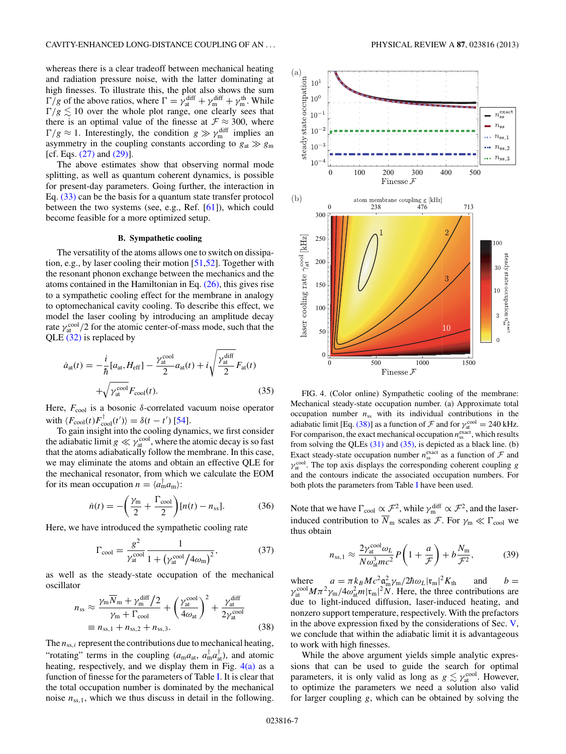whereas there is a clear tradeoff between mechanical heating and radiation pressure noise, with the latter dominating at high finesses. To illustrate this, the plot also shows the sum $\Gamma/g$ of the above ratios, where $\Gamma = \gamma_{\rm at}^{\rm diff} + \gamma_{\rm m}^{\rm diff} + \gamma_{\rm m}^{\rm th}$. While $\Gamma/g \lesssim 10$ over the whole plot range, one clearly sees that there is an optimal value of the finesse at $\mathcal{F} \approx 300$, where $\Gamma/g \approx 1$. Interestingly, the condition $g \gg \gamma_{\rm m}^{\rm diff}$ implies an asymmetry in the coupling constants according to $g_{\rm at} \gg g_{\rm m}$ [cf. Eqs. (27) and (29)].

The above estimates show that observing normal mode splitting, as well as quantum coherent dynamics, is possible for present-day parameters. Going further, the interaction in Eq. (33) can be the basis for a quantum state transfer protocol between the two systems (see, e.g., Ref. [61]), which could become feasible for a more optimized setup.

### B. Sympathetic cooling

The versatility of the atoms allows one to switch on dissipation, e.g., by laser cooling their motion [51,52]. Together with the resonant phonon exchange between the mechanics and the atoms contained in the Hamiltonian in Eq. (26), this gives rise to a sympathetic cooling effect for the membrane in analogy to optomechanical cavity cooling. To describe this effect, we model the laser cooling by introducing an amplitude decay rate $\gamma_{\rm at}^{\rm cool}/2$ for the atomic center-of-mass mode, such that the QLE (32) is replaced by

$$\dot{a}_{\rm at}(t) = -\frac{i}{\hbar}[a_{\rm at}, H_{\rm eff}] - \frac{\gamma_{\rm at}^{\rm cool}}{2}a_{\rm at}(t) + i\sqrt{\frac{\gamma_{\rm at}^{\rm diff}}{2}}F_{\rm at}(t) + \sqrt{\gamma_{\rm at}^{\rm cool}}F_{\rm cool}(t). \tag{35}$$

Here, $F_{\rm cool}$ is a bosonic $\delta$-correlated vacuum noise operator with $\langle F_{\rm cool}(t)F_{\rm cool}^{\dagger}(t')\rangle = \delta(t-t')$ [54].

To gain insight into the cooling dynamics, we first consider the adiabatic limit $g \ll \gamma_{\rm at}^{\rm cool}$, where the atomic decay is so fast that the atoms adiabatically follow the membrane. In this case, we may eliminate the atoms and obtain an effective QLE for the mechanical resonator, from which we calculate the EOM for its mean occupation $n = \langle a_{\rm m}^{\dagger}a_{\rm m}\rangle$:

$$\dot{n}(t) = -\left(\frac{\gamma_{\rm m}}{2} + \frac{\Gamma_{\rm cool}}{2}\right)[n(t) - n_{\rm ss}]. \tag{36}$$

Here, we have introduced the sympathetic cooling rate

$$\Gamma_{\rm cool} = \frac{g^2}{\gamma_{\rm at}^{\rm cool}}\frac{1}{1+(\gamma_{\rm at}^{\rm cool}/4\omega_{\rm m})^2}, \tag{37}$$

as well as the steady-state occupation of the mechanical oscillator

$$n_{\rm ss} \approx \frac{\gamma_{\rm m}\overline{N}_{\rm m} + \gamma_{\rm m}^{\rm diff}/2}{\gamma_{\rm m} + \Gamma_{\rm cool}} + \left(\frac{\gamma_{\rm at}^{\rm cool}}{4\omega_{\rm at}}\right)^2 + \frac{\gamma_{\rm at}^{\rm diff}}{2\gamma_{\rm at}^{\rm cool}} \equiv n_{\rm ss,1} + n_{\rm ss,2} + n_{\rm ss,3}. \tag{38}$$

The $n_{{\rm ss},i}$ represent the contributions due to mechanical heating, "rotating" terms in the coupling ($a_{\rm m}a_{\rm at}$, $a_{\rm m}^{\dagger}a_{\rm at}^{\dagger}$), and atomic heating, respectively, and we display them in Fig. 4(a) as a function of finesse for the parameters of Table I. It is clear that the total occupation number is dominated by the mechanical noise $n_{\rm ss,1}$, which we thus discuss in detail in the following.

FIG. 4. (Color online) Sympathetic cooling of the membrane: Mechanical steady-state occupation number. (a) Approximate total occupation number $n_{\rm ss}$ with its individual contributions in the adiabatic limit [Eq. (38)] as a function of $\mathcal{F}$ and for $\gamma_{\rm at}^{\rm cool} = 240$ kHz. For comparison, the exact mechanical occupation $n_{\rm ss}^{\rm exact}$, which results from solving the QLEs (31) and (35), is depicted as a black line. (b) Exact steady-state occupation number $n_{\rm ss}^{\rm exact}$ as a function of $\mathcal{F}$ and $\gamma_{\rm at}^{\rm cool}$. The top axis displays the corresponding coherent coupling $g$ and the contours indicate the associated occupation numbers. For both plots the parameters from Table I have been used.

Note that we have $\Gamma_{\rm cool} \propto \mathcal{F}^2$, while $\gamma_{\rm m}^{\rm diff} \propto \mathcal{F}^2$, and the laser-induced contribution to $\overline{N}_{\rm m}$ scales as $\mathcal{F}$. For $\gamma_{\rm m} \ll \Gamma_{\rm cool}$ we thus obtain

$$n_{\rm ss,1} \approx \frac{2\gamma_{\rm at}^{\rm cool}\omega_L}{N\omega_{\rm at}^3 mc^2}P\left(1+\frac{a}{\mathcal{F}}\right) + b\frac{N_{\rm m}}{\mathcal{F}^2}, \tag{39}$$

where $a = \pi k_B Mc^2\mathfrak{a}_{\rm m}^2\gamma_{\rm m}/2\hbar\omega_L|\mathfrak{r}_{\rm m}|^2K_{\rm th}$ and $b = \gamma_{\rm at}^{\rm cool}M\pi^2\gamma_{\rm m}/4\omega_{\rm at}^2 m|\mathfrak{r}_{\rm m}|^2 N$. Here, the three contributions are due to light-induced diffusion, laser-induced heating, and nonzero support temperature, respectively. With the prefactors in the above expression fixed by the considerations of Sec. V, we conclude that within the adiabatic limit it is advantageous to work with high finesses.

While the above argument yields simple analytic expressions that can be used to guide the search for optimal parameters, it is only valid as long as $g \lesssim \gamma_{\rm at}^{\rm cool}$. However, to optimize the parameters we need a solution also valid for larger coupling $g$, which can be obtained by solving the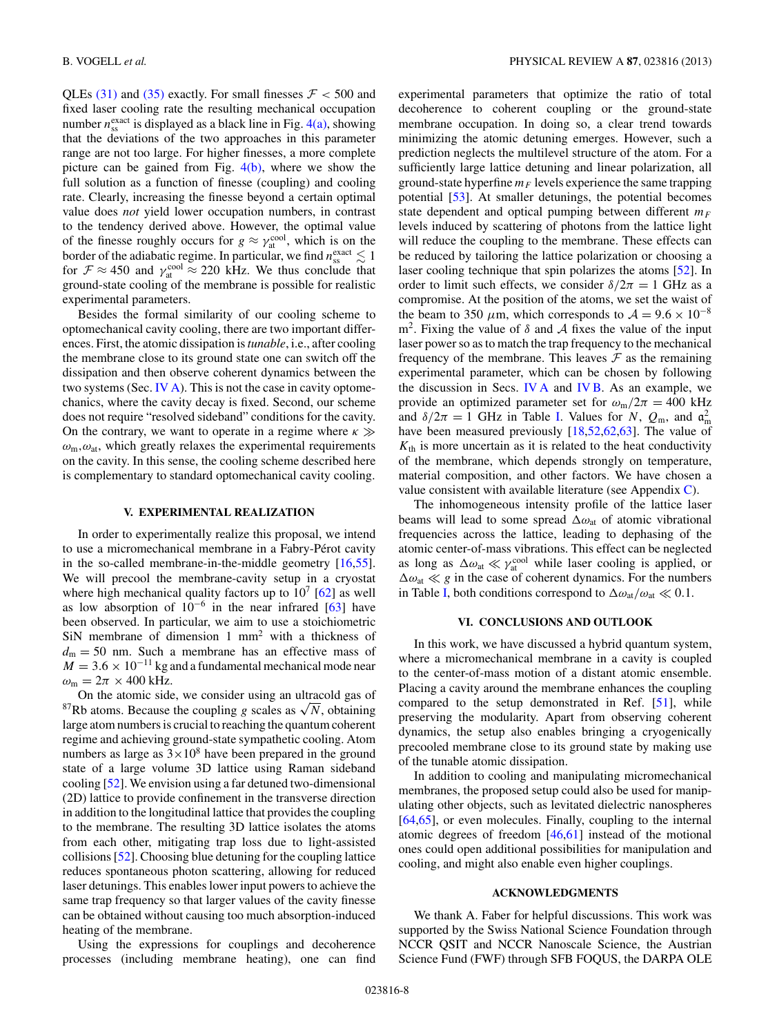QLEs (31) and (35) exactly. For small finesses $\mathcal{F} < 500$ and fixed laser cooling rate the resulting mechanical occupation number $n_{ss}^{exact}$ is displayed as a black line in Fig. 4(a), showing that the deviations of the two approaches in this parameter range are not too large. For higher finesses, a more complete picture can be gained from Fig. 4(b), where we show the full solution as a function of finesse (coupling) and cooling rate. Clearly, increasing the finesse beyond a certain optimal value does *not* yield lower occupation numbers, in contrast to the tendency derived above. However, the optimal value of the finesse roughly occurs for $g \approx \gamma_{at}^{cool}$, which is on the border of the adiabatic regime. In particular, we find $n_{ss}^{exact} \lesssim 1$ for $\mathcal{F} \approx 450$ and $\gamma_{at}^{cool} \approx 220$ kHz. We thus conclude that ground-state cooling of the membrane is possible for realistic experimental parameters.

Besides the formal similarity of our cooling scheme to optomechanical cavity cooling, there are two important differences. First, the atomic dissipation is *tunable*, i.e., after cooling the membrane close to its ground state one can switch off the dissipation and then observe coherent dynamics between the two systems (Sec. IV A). This is not the case in cavity optomechanics, where the cavity decay is fixed. Second, our scheme does not require "resolved sideband" conditions for the cavity. On the contrary, we want to operate in a regime where $\kappa \gg \omega_m, \omega_{at}$, which greatly relaxes the experimental requirements on the cavity. In this sense, the cooling scheme described here is complementary to standard optomechanical cavity cooling.

## V. EXPERIMENTAL REALIZATION

In order to experimentally realize this proposal, we intend to use a micromechanical membrane in a Fabry-Pérot cavity in the so-called membrane-in-the-middle geometry [16,55]. We will precool the membrane-cavity setup in a cryostat where high mechanical quality factors up to $10^7$ [62] as well as low absorption of $10^{-6}$ in the near infrared [63] have been observed. In particular, we aim to use a stoichiometric SiN membrane of dimension 1 mm$^2$ with a thickness of $d_m = 50$ nm. Such a membrane has an effective mass of $M = 3.6 \times 10^{-11}$ kg and a fundamental mechanical mode near $\omega_m = 2\pi \times 400$ kHz.

On the atomic side, we consider using an ultracold gas of $^{87}$Rb atoms. Because the coupling $g$ scales as $\sqrt{N}$, obtaining large atom numbers is crucial to reaching the quantum coherent regime and achieving ground-state sympathetic cooling. Atom numbers as large as $3 \times 10^8$ have been prepared in the ground state of a large volume 3D lattice using Raman sideband cooling [52]. We envision using a far detuned two-dimensional (2D) lattice to provide confinement in the transverse direction in addition to the longitudinal lattice that provides the coupling to the membrane. The resulting 3D lattice isolates the atoms from each other, mitigating trap loss due to light-assisted collisions [52]. Choosing blue detuning for the coupling lattice reduces spontaneous photon scattering, allowing for reduced laser detunings. This enables lower input powers to achieve the same trap frequency so that larger values of the cavity finesse can be obtained without causing too much absorption-induced heating of the membrane.

Using the expressions for couplings and decoherence processes (including membrane heating), one can find experimental parameters that optimize the ratio of total decoherence to coherent coupling or the ground-state membrane occupation. In doing so, a clear trend towards minimizing the atomic detuning emerges. However, such a prediction neglects the multilevel structure of the atom. For a sufficiently large lattice detuning and linear polarization, all ground-state hyperfine $m_F$ levels experience the same trapping potential [53]. At smaller detunings, the potential becomes state dependent and optical pumping between different $m_F$ levels induced by scattering of photons from the lattice light will reduce the coupling to the membrane. These effects can be reduced by tailoring the lattice polarization or choosing a laser cooling technique that spin polarizes the atoms [52]. In order to limit such effects, we consider $\delta/2\pi = 1$ GHz as a compromise. At the position of the atoms, we set the waist of the beam to 350 $\mu$m, which corresponds to $\mathcal{A} = 9.6 \times 10^{-8}$ m$^2$. Fixing the value of $\delta$ and $\mathcal{A}$ fixes the value of the input laser power so as to match the trap frequency to the mechanical frequency of the membrane. This leaves $\mathcal{F}$ as the remaining experimental parameter, which can be chosen by following the discussion in Secs. IV A and IV B. As an example, we provide an optimized parameter set for $\omega_m/2\pi = 400$ kHz and $\delta/2\pi = 1$ GHz in Table I. Values for $N$, $Q_m$, and $\mathfrak{a}_m^2$ have been measured previously [18,52,62,63]. The value of $K_{th}$ is more uncertain as it is related to the heat conductivity of the membrane, which depends strongly on temperature, material composition, and other factors. We have chosen a value consistent with available literature (see Appendix C).

The inhomogeneous intensity profile of the lattice laser beams will lead to some spread $\Delta\omega_{at}$ of atomic vibrational frequencies across the lattice, leading to dephasing of the atomic center-of-mass vibrations. This effect can be neglected as long as $\Delta\omega_{at} \ll \gamma_{at}^{cool}$ while laser cooling is applied, or $\Delta\omega_{at} \ll g$ in the case of coherent dynamics. For the numbers in Table I, both conditions correspond to $\Delta\omega_{at}/\omega_{at} \ll 0.1$.

## VI. CONCLUSIONS AND OUTLOOK

In this work, we have discussed a hybrid quantum system, where a micromechanical membrane in a cavity is coupled to the center-of-mass motion of a distant atomic ensemble. Placing a cavity around the membrane enhances the coupling compared to the setup demonstrated in Ref. [51], while preserving the modularity. Apart from observing coherent dynamics, the setup also enables bringing a cryogenically precooled membrane close to its ground state by making use of the tunable atomic dissipation.

In addition to cooling and manipulating micromechanical membranes, the proposed setup could also be used for manipulating other objects, such as levitated dielectric nanospheres [64,65], or even molecules. Finally, coupling to the internal atomic degrees of freedom [46,61] instead of the motional ones could open additional possibilities for manipulation and cooling, and might also enable even higher couplings.

## ACKNOWLEDGMENTS

We thank A. Faber for helpful discussions. This work was supported by the Swiss National Science Foundation through NCCR QSIT and NCCR Nanoscale Science, the Austrian Science Fund (FWF) through SFB FOQUS, the DARPA OLE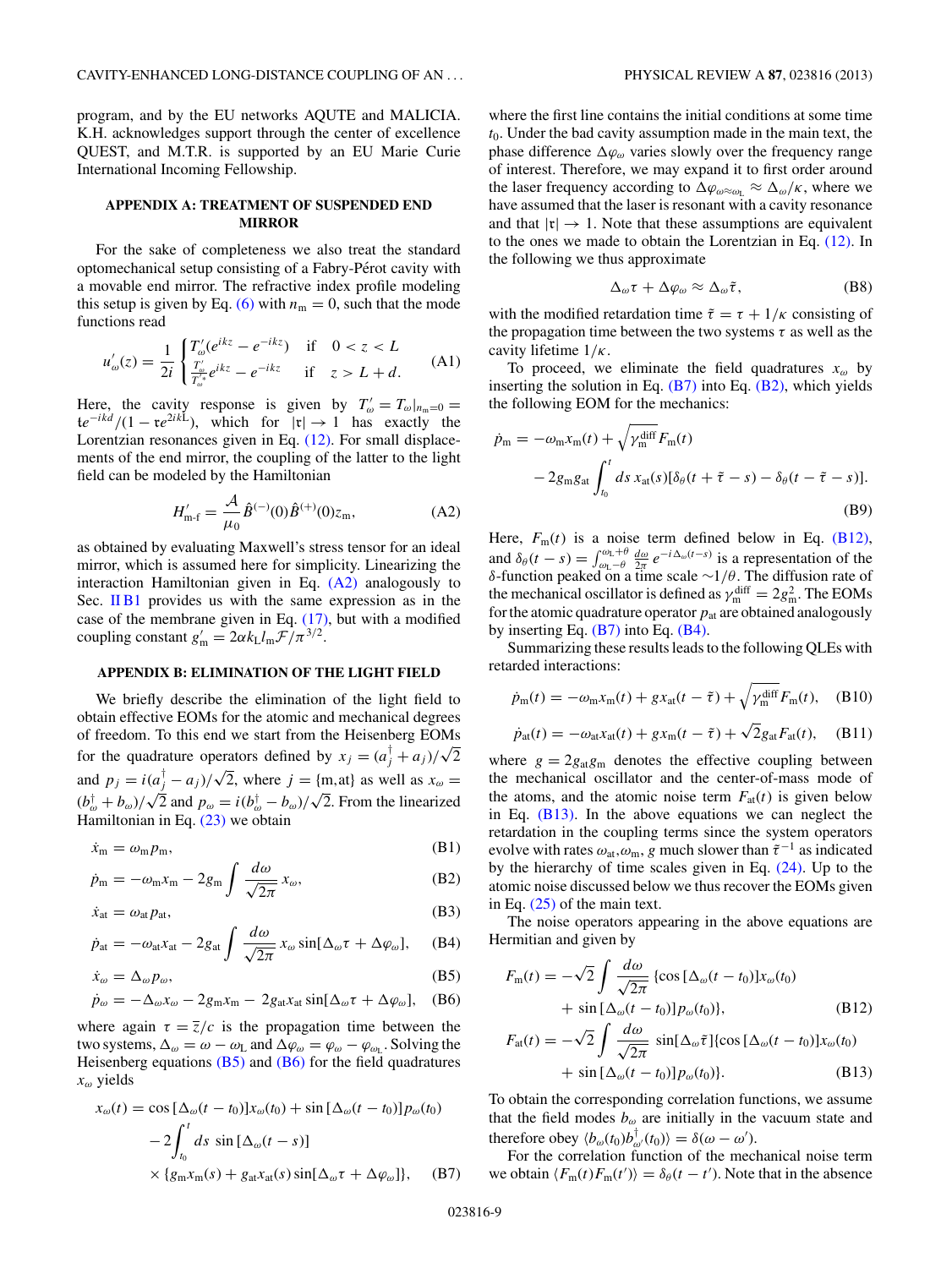program, and by the EU networks AQUTE and MALICIA. K.H. acknowledges support through the center of excellence QUEST, and M.T.R. is supported by an EU Marie Curie International Incoming Fellowship.

## APPENDIX A: TREATMENT OF SUSPENDED END MIRROR

For the sake of completeness we also treat the standard optomechanical setup consisting of a Fabry-Pérot cavity with a movable end mirror. The refractive index profile modeling this setup is given by Eq. (6) with $n_{\rm m} = 0$, such that the mode functions read

$$u'_\omega(z) = \frac{1}{2i}\begin{cases} T'_\omega(e^{ikz} - e^{-ikz}) & \text{if} \quad 0 < z < L \\ \frac{T'_\omega}{T'^*_\omega}e^{ikz} - e^{-ikz} & \text{if} \quad z > L + d. \end{cases} \tag{A1}$$

Here, the cavity response is given by $T'_\omega = T_\omega|_{n_{\rm m}=0} = \mathfrak{t}e^{-ikd}/(1 - \mathfrak{r}e^{2ikL})$, which for $|\mathfrak{r}| \to 1$ has exactly the Lorentzian resonances given in Eq. (12). For small displacements of the end mirror, the coupling of the latter to the light field can be modeled by the Hamiltonian

$$H'_{\text{m-f}} = \frac{\mathcal{A}}{\mu_0}\hat{B}^{(-)}(0)\hat{B}^{(+)}(0)z_{\rm m}, \tag{A2}$$

as obtained by evaluating Maxwell's stress tensor for an ideal mirror, which is assumed here for simplicity. Linearizing the interaction Hamiltonian given in Eq. (A2) analogously to Sec. II B1 provides us with the same expression as in the case of the membrane given in Eq. (17), but with a modified coupling constant $g'_{\rm m} = 2\alpha k_{\rm L} l_{\rm m}\mathcal{F}/\pi^{3/2}$.

## APPENDIX B: ELIMINATION OF THE LIGHT FIELD

We briefly describe the elimination of the light field to obtain effective EOMs for the atomic and mechanical degrees of freedom. To this end we start from the Heisenberg EOMs for the quadrature operators defined by $x_j = (a_j^\dagger + a_j)/\sqrt{2}$ and $p_j = i(a_j^\dagger - a_j)/\sqrt{2}$, where $j = \{\text{m,at}\}$ as well as $x_\omega = (b_\omega^\dagger + b_\omega)/\sqrt{2}$ and $p_\omega = i(b_\omega^\dagger - b_\omega)/\sqrt{2}$. From the linearized Hamiltonian in Eq. (23) we obtain

$$\dot{x}_{\rm m} = \omega_{\rm m} p_{\rm m}, \tag{B1}$$

$$\dot{p}_{\rm m} = -\omega_{\rm m} x_{\rm m} - 2g_{\rm m}\int \frac{d\omega}{\sqrt{2\pi}}\, x_\omega, \tag{B2}$$

$$\dot{x}_{\rm at} = \omega_{\rm at} p_{\rm at}, \tag{B3}$$

$$\dot{p}_{\rm at} = -\omega_{\rm at} x_{\rm at} - 2g_{\rm at}\int \frac{d\omega}{\sqrt{2\pi}}\, x_\omega \sin[\Delta_\omega\tau + \Delta\varphi_\omega], \tag{B4}$$

$$\dot{x}_\omega = \Delta_\omega p_\omega, \tag{B5}$$

$$\dot{p}_\omega = -\Delta_\omega x_\omega - 2g_{\rm m}x_{\rm m} - 2g_{\rm at}x_{\rm at}\sin[\Delta_\omega\tau + \Delta\varphi_\omega], \tag{B6}$$

where again $\tau = \bar{z}/c$ is the propagation time between the two systems, $\Delta_\omega = \omega - \omega_{\rm L}$ and $\Delta\varphi_\omega = \varphi_\omega - \varphi_{\omega_{\rm L}}$. Solving the Heisenberg equations (B5) and (B6) for the field quadratures $x_\omega$ yields

$$\begin{aligned} x_\omega(t) &= \cos[\Delta_\omega(t - t_0)]x_\omega(t_0) + \sin[\Delta_\omega(t - t_0)]p_\omega(t_0) \\ &\quad - 2\int_{t_0}^t ds\, \sin[\Delta_\omega(t - s)] \\ &\quad \times \{g_{\rm m}x_{\rm m}(s) + g_{\rm at}x_{\rm at}(s)\sin[\Delta_\omega\tau + \Delta\varphi_\omega]\}, \end{aligned} \tag{B7}$$

where the first line contains the initial conditions at some time $t_0$. Under the bad cavity assumption made in the main text, the phase difference $\Delta\varphi_\omega$ varies slowly over the frequency range of interest. Therefore, we may expand it to first order around the laser frequency according to $\Delta\varphi_{\omega\approx\omega_{\rm L}} \approx \Delta_\omega/\kappa$, where we have assumed that the laser is resonant with a cavity resonance and that $|\mathfrak{r}| \to 1$. Note that these assumptions are equivalent to the ones we made to obtain the Lorentzian in Eq. (12). In the following we thus approximate

$$\Delta_\omega\tau + \Delta\varphi_\omega \approx \Delta_\omega\tilde{\tau}, \tag{B8}$$

with the modified retardation time $\tilde{\tau} = \tau + 1/\kappa$ consisting of the propagation time between the two systems $\tau$ as well as the cavity lifetime $1/\kappa$.

To proceed, we eliminate the field quadratures $x_\omega$ by inserting the solution in Eq. (B7) into Eq. (B2), which yields the following EOM for the mechanics:

$$\begin{aligned} \dot{p}_{\rm m} &= -\omega_{\rm m}x_{\rm m}(t) + \sqrt{\gamma_{\rm m}^{\rm diff}}F_{\rm m}(t) \\ &\quad - 2g_{\rm m}g_{\rm at}\int_{t_0}^t ds\, x_{\rm at}(s)[\delta_\theta(t + \tilde{\tau} - s) - \delta_\theta(t - \tilde{\tau} - s)]. \end{aligned} \tag{B9}$$

Here, $F_{\rm m}(t)$ is a noise term defined below in Eq. (B12), and $\delta_\theta(t - s) = \int_{\omega_{\rm L}-\theta}^{\omega_{\rm L}+\theta}\frac{d\omega}{2\pi}\, e^{-i\Delta_\omega(t-s)}$ is a representation of the $\delta$-function peaked on a time scale $\sim 1/\theta$. The diffusion rate of the mechanical oscillator is defined as $\gamma_{\rm m}^{\rm diff} = 2g_{\rm m}^2$. The EOMs for the atomic quadrature operator $p_{\rm at}$ are obtained analogously by inserting Eq. (B7) into Eq. (B4).

Summarizing these results leads to the following QLEs with retarded interactions:

$$\dot{p}_{\rm m}(t) = -\omega_{\rm m}x_{\rm m}(t) + g x_{\rm at}(t - \tilde{\tau}) + \sqrt{\gamma_{\rm m}^{\rm diff}}F_{\rm m}(t), \tag{B10}$$

$$\dot{p}_{\rm at}(t) = -\omega_{\rm at}x_{\rm at}(t) + g x_{\rm m}(t - \tilde{\tau}) + \sqrt{2}g_{\rm at}F_{\rm at}(t), \tag{B11}$$

where $g = 2g_{\rm at}g_{\rm m}$ denotes the effective coupling between the mechanical oscillator and the center-of-mass mode of the atoms, and the atomic noise term $F_{\rm at}(t)$ is given below in Eq. (B13). In the above equations we can neglect the retardation in the coupling terms since the system operators evolve with rates $\omega_{\rm at},\omega_{\rm m}, g$ much slower than $\tilde{\tau}^{-1}$ as indicated by the hierarchy of time scales given in Eq. (24). Up to the atomic noise discussed below we thus recover the EOMs given in Eq. (25) of the main text.

The noise operators appearing in the above equations are Hermitian and given by

$$\begin{aligned} F_{\rm m}(t) &= -\sqrt{2}\int \frac{d\omega}{\sqrt{2\pi}}\,\{\cos[\Delta_\omega(t - t_0)]x_\omega(t_0) \\ &\quad + \sin[\Delta_\omega(t - t_0)]p_\omega(t_0)\}, \end{aligned} \tag{B12}$$

$$\begin{aligned} F_{\rm at}(t) &= -\sqrt{2}\int \frac{d\omega}{\sqrt{2\pi}}\,\sin[\Delta_\omega\tilde{\tau}]\{\cos[\Delta_\omega(t - t_0)]x_\omega(t_0) \\ &\quad + \sin[\Delta_\omega(t - t_0)]p_\omega(t_0)\}. \end{aligned} \tag{B13}$$

To obtain the corresponding correlation functions, we assume that the field modes $b_\omega$ are initially in the vacuum state and therefore obey $\langle b_\omega(t_0)b_{\omega'}^\dagger(t_0)\rangle = \delta(\omega - \omega')$.

For the correlation function of the mechanical noise term we obtain $\langle F_{\rm m}(t)F_{\rm m}(t')\rangle = \delta_\theta(t - t')$. Note that in the absence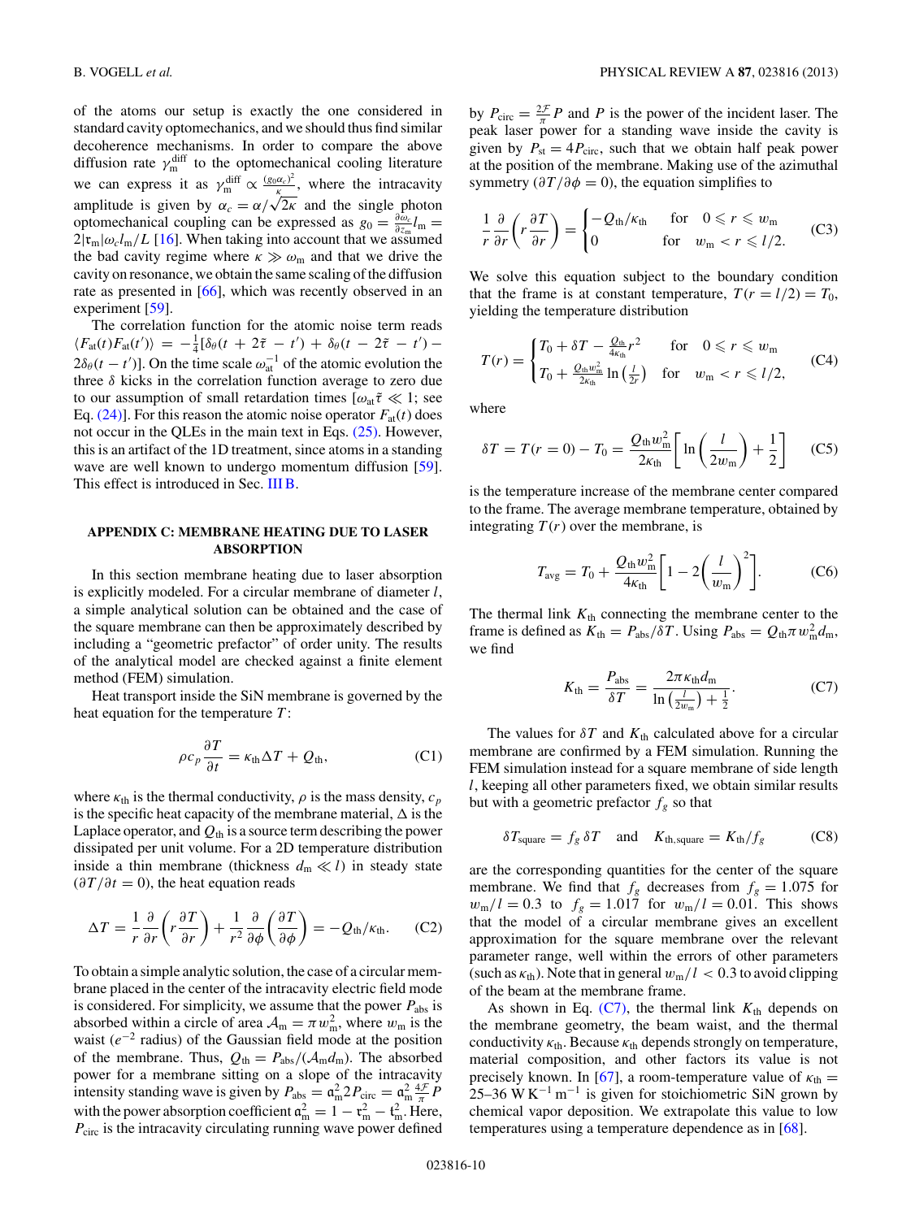of the atoms our setup is exactly the one considered in standard cavity optomechanics, and we should thus find similar decoherence mechanisms. In order to compare the above diffusion rate $\gamma_{\rm m}^{\rm diff}$ to the optomechanical cooling literature we can express it as $\gamma_{\rm m}^{\rm diff} \propto \frac{(g_0 \alpha_c)^2}{\kappa}$, where the intracavity amplitude is given by $\alpha_c = \alpha/\sqrt{2\kappa}$ and the single photon optomechanical coupling can be expressed as $g_0 = \frac{\partial \omega_c}{\partial z_{\rm m}} l_{\rm m} = 2|\mathfrak{r}_{\rm m}|\omega_c l_{\rm m}/L$ [16]. When taking into account that we assumed the bad cavity regime where $\kappa \gg \omega_{\rm m}$ and that we drive the cavity on resonance, we obtain the same scaling of the diffusion rate as presented in [66], which was recently observed in an experiment [59].

The correlation function for the atomic noise term reads $\langle F_{\rm at}(t) F_{\rm at}(t')\rangle = -\frac{1}{4}[\delta_\theta(t + 2\tilde{\tau} - t') + \delta_\theta(t - 2\tilde{\tau} - t') - 2\delta_\theta(t - t')]$. On the time scale $\omega_{\rm at}^{-1}$ of the atomic evolution the three $\delta$ kicks in the correlation function average to zero due to our assumption of small retardation times [$\omega_{\rm at}\tilde{\tau} \ll 1$; see Eq. (24)]. For this reason the atomic noise operator $F_{\rm at}(t)$ does not occur in the QLEs in the main text in Eqs. (25). However, this is an artifact of the 1D treatment, since atoms in a standing wave are well known to undergo momentum diffusion [59]. This effect is introduced in Sec. III B.

## APPENDIX C: MEMBRANE HEATING DUE TO LASER ABSORPTION

In this section membrane heating due to laser absorption is explicitly modeled. For a circular membrane of diameter $l$, a simple analytical solution can be obtained and the case of the square membrane can then be approximately described by including a "geometric prefactor" of order unity. The results of the analytical model are checked against a finite element method (FEM) simulation.

Heat transport inside the SiN membrane is governed by the heat equation for the temperature $T$:

$$\rho c_p \frac{\partial T}{\partial t} = \kappa_{\rm th} \Delta T + Q_{\rm th}, \tag{C1}$$

where $\kappa_{\rm th}$ is the thermal conductivity, $\rho$ is the mass density, $c_p$ is the specific heat capacity of the membrane material, $\Delta$ is the Laplace operator, and $Q_{\rm th}$ is a source term describing the power dissipated per unit volume. For a 2D temperature distribution inside a thin membrane (thickness $d_{\rm m} \ll l$) in steady state ($\partial T/\partial t = 0$), the heat equation reads

$$\Delta T = \frac{1}{r}\frac{\partial}{\partial r}\left(r\frac{\partial T}{\partial r}\right) + \frac{1}{r^2}\frac{\partial}{\partial \phi}\left(\frac{\partial T}{\partial \phi}\right) = -Q_{\rm th}/\kappa_{\rm th}. \tag{C2}$$

To obtain a simple analytic solution, the case of a circular membrane placed in the center of the intracavity electric field mode is considered. For simplicity, we assume that the power $P_{\rm abs}$ is absorbed within a circle of area $\mathcal{A}_{\rm m} = \pi w_{\rm m}^2$, where $w_{\rm m}$ is the waist ($e^{-2}$ radius) of the Gaussian field mode at the position of the membrane. Thus, $Q_{\rm th} = P_{\rm abs}/(\mathcal{A}_{\rm m} d_{\rm m})$. The absorbed power for a membrane sitting on a slope of the intracavity intensity standing wave is given by $P_{\rm abs} = \mathfrak{a}_{\rm m}^2 2 P_{\rm circ} = \mathfrak{a}_{\rm m}^2 \frac{4\mathcal{F}}{\pi} P$ with the power absorption coefficient $\mathfrak{a}_{\rm m}^2 = 1 - \mathfrak{r}_{\rm m}^2 - \mathfrak{t}_{\rm m}^2$. Here, $P_{\rm circ}$ is the intracavity circulating running wave power defined by $P_{\rm circ} = \frac{2\mathcal{F}}{\pi} P$ and $P$ is the power of the incident laser. The peak laser power for a standing wave inside the cavity is given by $P_{\rm st} = 4 P_{\rm circ}$, such that we obtain half peak power at the position of the membrane. Making use of the azimuthal symmetry ($\partial T/\partial \phi = 0$), the equation simplifies to

$$\frac{1}{r}\frac{\partial}{\partial r}\left(r\frac{\partial T}{\partial r}\right) = \begin{cases} -Q_{\rm th}/\kappa_{\rm th} & \text{for} \quad 0 \leqslant r \leqslant w_{\rm m} \\ 0 & \text{for} \quad w_{\rm m} < r \leqslant l/2. \end{cases} \tag{C3}$$

We solve this equation subject to the boundary condition that the frame is at constant temperature, $T(r = l/2) = T_0$, yielding the temperature distribution

$$T(r) = \begin{cases} T_0 + \delta T - \frac{Q_{\rm th}}{4\kappa_{\rm th}} r^2 & \text{for} \quad 0 \leqslant r \leqslant w_{\rm m} \\ T_0 + \frac{Q_{\rm th} w_{\rm m}^2}{2\kappa_{\rm th}} \ln\left(\frac{l}{2r}\right) & \text{for} \quad w_{\rm m} < r \leqslant l/2, \end{cases} \tag{C4}$$

where

$$\delta T = T(r = 0) - T_0 = \frac{Q_{\rm th} w_{\rm m}^2}{2\kappa_{\rm th}}\left[\ln\left(\frac{l}{2w_{\rm m}}\right) + \frac{1}{2}\right] \tag{C5}$$

is the temperature increase of the membrane center compared to the frame. The average membrane temperature, obtained by integrating $T(r)$ over the membrane, is

$$T_{\rm avg} = T_0 + \frac{Q_{\rm th} w_{\rm m}^2}{4\kappa_{\rm th}}\left[1 - 2\left(\frac{l}{w_{\rm m}}\right)^2\right]. \tag{C6}$$

The thermal link $K_{\rm th}$ connecting the membrane center to the frame is defined as $K_{\rm th} = P_{\rm abs}/\delta T$. Using $P_{\rm abs} = Q_{\rm th} \pi w_{\rm m}^2 d_{\rm m}$, we find

$$K_{\rm th} = \frac{P_{\rm abs}}{\delta T} = \frac{2\pi \kappa_{\rm th} d_{\rm m}}{\ln\left(\frac{l}{2w_{\rm m}}\right) + \frac{1}{2}}. \tag{C7}$$

The values for $\delta T$ and $K_{\rm th}$ calculated above for a circular membrane are confirmed by a FEM simulation. Running the FEM simulation instead for a square membrane of side length $l$, keeping all other parameters fixed, we obtain similar results but with a geometric prefactor $f_g$ so that

$$\delta T_{\rm square} = f_g\, \delta T \quad \text{and} \quad K_{\rm th,square} = K_{\rm th}/f_g \tag{C8}$$

are the corresponding quantities for the center of the square membrane. We find that $f_g$ decreases from $f_g = 1.075$ for $w_{\rm m}/l = 0.3$ to $f_g = 1.017$ for $w_{\rm m}/l = 0.01$. This shows that the model of a circular membrane gives an excellent approximation for the square membrane over the relevant parameter range, well within the errors of other parameters (such as $\kappa_{\rm th}$). Note that in general $w_{\rm m}/l < 0.3$ to avoid clipping of the beam at the membrane frame.

As shown in Eq. (C7), the thermal link $K_{\rm th}$ depends on the membrane geometry, the beam waist, and the thermal conductivity $\kappa_{\rm th}$. Because $\kappa_{\rm th}$ depends strongly on temperature, material composition, and other factors its value is not precisely known. In [67], a room-temperature value of $\kappa_{\rm th} =$ 25–36 W K$^{-1}$ m$^{-1}$ is given for stoichiometric SiN grown by chemical vapor deposition. We extrapolate this value to low temperatures using a temperature dependence as in [68].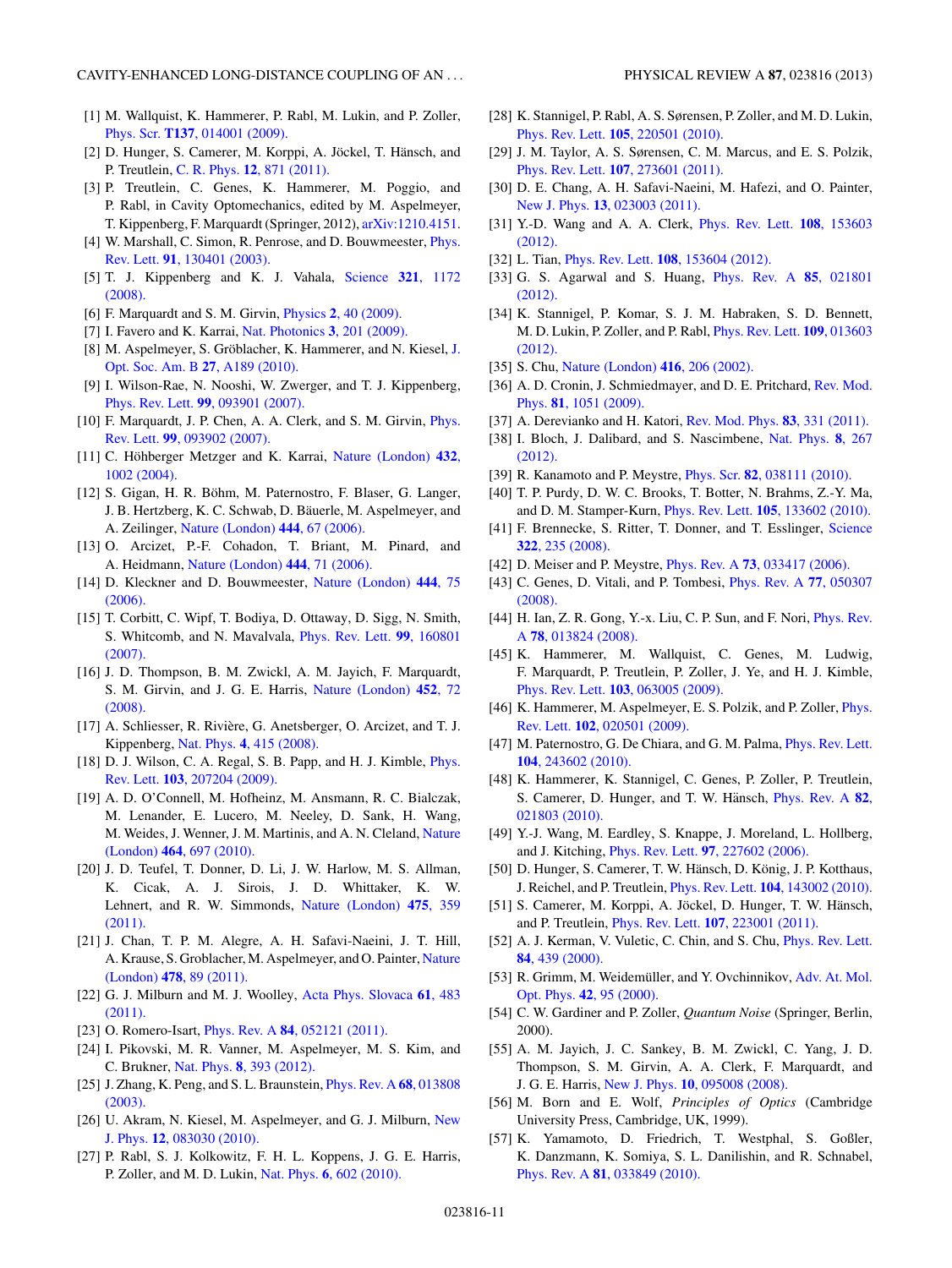[1] M. Wallquist, K. Hammerer, P. Rabl, M. Lukin, and P. Zoller, Phys. Scr. **T137**, 014001 (2009).

[2] D. Hunger, S. Camerer, M. Korppi, A. Jöckel, T. Hänsch, and P. Treutlein, C. R. Phys. **12**, 871 (2011).

[3] P. Treutlein, C. Genes, K. Hammerer, M. Poggio, and P. Rabl, in Cavity Optomechanics, edited by M. Aspelmeyer, T. Kippenberg, F. Marquardt (Springer, 2012), arXiv:1210.4151.

[4] W. Marshall, C. Simon, R. Penrose, and D. Bouwmeester, Phys. Rev. Lett. **91**, 130401 (2003).

[5] T. J. Kippenberg and K. J. Vahala, Science **321**, 1172 (2008).

[6] F. Marquardt and S. M. Girvin, Physics **2**, 40 (2009).

[7] I. Favero and K. Karrai, Nat. Photonics **3**, 201 (2009).

[8] M. Aspelmeyer, S. Gröblacher, K. Hammerer, and N. Kiesel, J. Opt. Soc. Am. B **27**, A189 (2010).

[9] I. Wilson-Rae, N. Nooshi, W. Zwerger, and T. J. Kippenberg, Phys. Rev. Lett. **99**, 093901 (2007).

[10] F. Marquardt, J. P. Chen, A. A. Clerk, and S. M. Girvin, Phys. Rev. Lett. **99**, 093902 (2007).

[11] C. Höhberger Metzger and K. Karrai, Nature (London) **432**, 1002 (2004).

[12] S. Gigan, H. R. Böhm, M. Paternostro, F. Blaser, G. Langer, J. B. Hertzberg, K. C. Schwab, D. Bäuerle, M. Aspelmeyer, and A. Zeilinger, Nature (London) **444**, 67 (2006).

[13] O. Arcizet, P.-F. Cohadon, T. Briant, M. Pinard, and A. Heidmann, Nature (London) **444**, 71 (2006).

[14] D. Kleckner and D. Bouwmeester, Nature (London) **444**, 75 (2006).

[15] T. Corbitt, C. Wipf, T. Bodiya, D. Ottaway, D. Sigg, N. Smith, S. Whitcomb, and N. Mavalvala, Phys. Rev. Lett. **99**, 160801 (2007).

[16] J. D. Thompson, B. M. Zwickl, A. M. Jayich, F. Marquardt, S. M. Girvin, and J. G. E. Harris, Nature (London) **452**, 72 (2008).

[17] A. Schliesser, R. Rivière, G. Anetsberger, O. Arcizet, and T. J. Kippenberg, Nat. Phys. **4**, 415 (2008).

[18] D. J. Wilson, C. A. Regal, S. B. Papp, and H. J. Kimble, Phys. Rev. Lett. **103**, 207204 (2009).

[19] A. D. O'Connell, M. Hofheinz, M. Ansmann, R. C. Bialczak, M. Lenander, E. Lucero, M. Neeley, D. Sank, H. Wang, M. Weides, J. Wenner, J. M. Martinis, and A. N. Cleland, Nature (London) **464**, 697 (2010).

[20] J. D. Teufel, T. Donner, D. Li, J. W. Harlow, M. S. Allman, K. Cicak, A. J. Sirois, J. D. Whittaker, K. W. Lehnert, and R. W. Simmonds, Nature (London) **475**, 359 (2011).

[21] J. Chan, T. P. M. Alegre, A. H. Safavi-Naeini, J. T. Hill, A. Krause, S. Groblacher, M. Aspelmeyer, and O. Painter, Nature (London) **478**, 89 (2011).

[22] G. J. Milburn and M. J. Woolley, Acta Phys. Slovaca **61**, 483 (2011).

[23] O. Romero-Isart, Phys. Rev. A **84**, 052121 (2011).

[24] I. Pikovski, M. R. Vanner, M. Aspelmeyer, M. S. Kim, and C. Brukner, Nat. Phys. **8**, 393 (2012).

[25] J. Zhang, K. Peng, and S. L. Braunstein, Phys. Rev. A **68**, 013808 (2003).

[26] U. Akram, N. Kiesel, M. Aspelmeyer, and G. J. Milburn, New J. Phys. **12**, 083030 (2010).

[27] P. Rabl, S. J. Kolkowitz, F. H. L. Koppens, J. G. E. Harris, P. Zoller, and M. D. Lukin, Nat. Phys. **6**, 602 (2010).

[28] K. Stannigel, P. Rabl, A. S. Sørensen, P. Zoller, and M. D. Lukin, Phys. Rev. Lett. **105**, 220501 (2010).

[29] J. M. Taylor, A. S. Sørensen, C. M. Marcus, and E. S. Polzik, Phys. Rev. Lett. **107**, 273601 (2011).

[30] D. E. Chang, A. H. Safavi-Naeini, M. Hafezi, and O. Painter, New J. Phys. **13**, 023003 (2011).

[31] Y.-D. Wang and A. A. Clerk, Phys. Rev. Lett. **108**, 153603 (2012).

[32] L. Tian, Phys. Rev. Lett. **108**, 153604 (2012).

[33] G. S. Agarwal and S. Huang, Phys. Rev. A **85**, 021801 (2012).

[34] K. Stannigel, P. Komar, S. J. M. Habraken, S. D. Bennett, M. D. Lukin, P. Zoller, and P. Rabl, Phys. Rev. Lett. **109**, 013603 (2012).

[35] S. Chu, Nature (London) **416**, 206 (2002).

[36] A. D. Cronin, J. Schmiedmayer, and D. E. Pritchard, Rev. Mod. Phys. **81**, 1051 (2009).

[37] A. Derevianko and H. Katori, Rev. Mod. Phys. **83**, 331 (2011).

[38] I. Bloch, J. Dalibard, and S. Nascimbene, Nat. Phys. **8**, 267 (2012).

[39] R. Kanamoto and P. Meystre, Phys. Scr. **82**, 038111 (2010).

[40] T. P. Purdy, D. W. C. Brooks, T. Botter, N. Brahms, Z.-Y. Ma, and D. M. Stamper-Kurn, Phys. Rev. Lett. **105**, 133602 (2010).

[41] F. Brennecke, S. Ritter, T. Donner, and T. Esslinger, Science **322**, 235 (2008).

[42] D. Meiser and P. Meystre, Phys. Rev. A **73**, 033417 (2006).

[43] C. Genes, D. Vitali, and P. Tombesi, Phys. Rev. A **77**, 050307 (2008).

[44] H. Ian, Z. R. Gong, Y.-x. Liu, C. P. Sun, and F. Nori, Phys. Rev. A **78**, 013824 (2008).

[45] K. Hammerer, M. Wallquist, C. Genes, M. Ludwig, F. Marquardt, P. Treutlein, P. Zoller, J. Ye, and H. J. Kimble, Phys. Rev. Lett. **103**, 063005 (2009).

[46] K. Hammerer, M. Aspelmeyer, E. S. Polzik, and P. Zoller, Phys. Rev. Lett. **102**, 020501 (2009).

[47] M. Paternostro, G. De Chiara, and G. M. Palma, Phys. Rev. Lett. **104**, 243602 (2010).

[48] K. Hammerer, K. Stannigel, C. Genes, P. Zoller, P. Treutlein, S. Camerer, D. Hunger, and T. W. Hänsch, Phys. Rev. A **82**, 021803 (2010).

[49] Y.-J. Wang, M. Eardley, S. Knappe, J. Moreland, L. Hollberg, and J. Kitching, Phys. Rev. Lett. **97**, 227602 (2006).

[50] D. Hunger, S. Camerer, T. W. Hänsch, D. König, J. P. Kotthaus, J. Reichel, and P. Treutlein, Phys. Rev. Lett. **104**, 143002 (2010).

[51] S. Camerer, M. Korppi, A. Jöckel, D. Hunger, T. W. Hänsch, and P. Treutlein, Phys. Rev. Lett. **107**, 223001 (2011).

[52] A. J. Kerman, V. Vuletic, C. Chin, and S. Chu, Phys. Rev. Lett. **84**, 439 (2000).

[53] R. Grimm, M. Weidemüller, and Y. Ovchinnikov, Adv. At. Mol. Opt. Phys. **42**, 95 (2000).

[54] C. W. Gardiner and P. Zoller, *Quantum Noise* (Springer, Berlin, 2000).

[55] A. M. Jayich, J. C. Sankey, B. M. Zwickl, C. Yang, J. D. Thompson, S. M. Girvin, A. A. Clerk, F. Marquardt, and J. G. E. Harris, New J. Phys. **10**, 095008 (2008).

[56] M. Born and E. Wolf, *Principles of Optics* (Cambridge University Press, Cambridge, UK, 1999).

[57] K. Yamamoto, D. Friedrich, T. Westphal, S. Goßler, K. Danzmann, K. Somiya, S. L. Danilishin, and R. Schnabel, Phys. Rev. A **81**, 033849 (2010).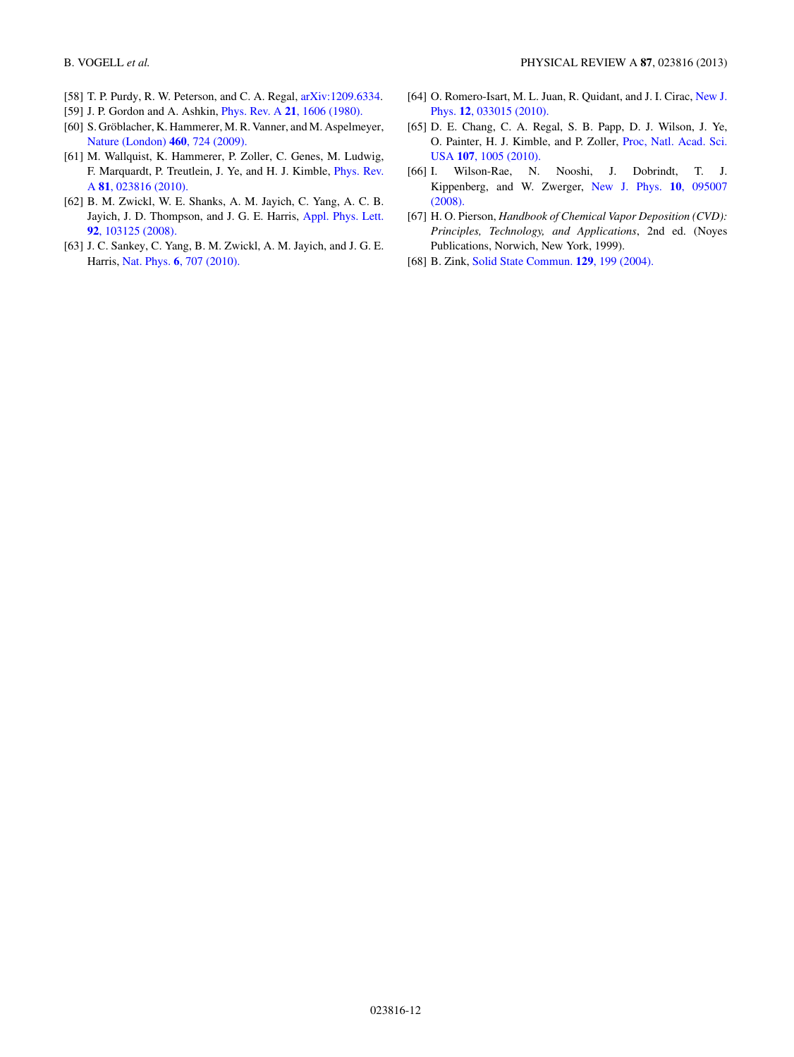[58] T. P. Purdy, R. W. Peterson, and C. A. Regal, arXiv:1209.6334.

[59] J. P. Gordon and A. Ashkin, Phys. Rev. A **21**, 1606 (1980).

[60] S. Gröblacher, K. Hammerer, M. R. Vanner, and M. Aspelmeyer, Nature (London) **460**, 724 (2009).

[61] M. Wallquist, K. Hammerer, P. Zoller, C. Genes, M. Ludwig, F. Marquardt, P. Treutlein, J. Ye, and H. J. Kimble, Phys. Rev. A **81**, 023816 (2010).

[62] B. M. Zwickl, W. E. Shanks, A. M. Jayich, C. Yang, A. C. B. Jayich, J. D. Thompson, and J. G. E. Harris, Appl. Phys. Lett. **92**, 103125 (2008).

[63] J. C. Sankey, C. Yang, B. M. Zwickl, A. M. Jayich, and J. G. E. Harris, Nat. Phys. **6**, 707 (2010).

[64] O. Romero-Isart, M. L. Juan, R. Quidant, and J. I. Cirac, New J. Phys. **12**, 033015 (2010).

[65] D. E. Chang, C. A. Regal, S. B. Papp, D. J. Wilson, J. Ye, O. Painter, H. J. Kimble, and P. Zoller, Proc, Natl. Acad. Sci. USA **107**, 1005 (2010).

[66] I. Wilson-Rae, N. Nooshi, J. Dobrindt, T. J. Kippenberg, and W. Zwerger, New J. Phys. **10**, 095007 (2008).

[67] H. O. Pierson, *Handbook of Chemical Vapor Deposition (CVD): Principles, Technology, and Applications*, 2nd ed. (Noyes Publications, Norwich, New York, 1999).

[68] B. Zink, Solid State Commun. **129**, 199 (2004).